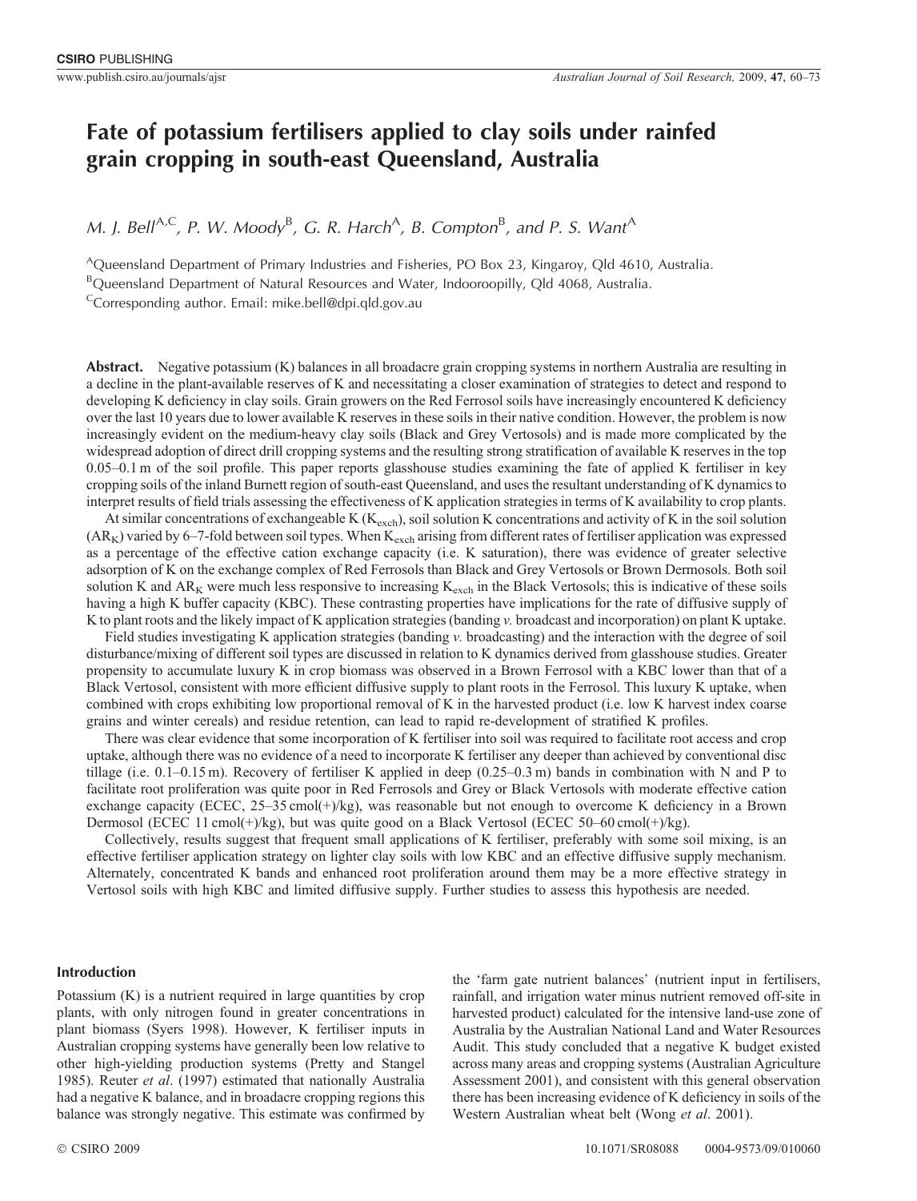# Fate of potassium fertilisers applied to clay soils under rainfed grain cropping in south-east Queensland, Australia

*M. J. Bell*[A,C], *P. W. Moody*[B], *G. R. Harch*[A], *B. Compton*[B], *and P. S. Want*[A]

[A]Queensland Department of Primary Industries and Fisheries, PO Box 23, Kingaroy, Qld 4610, Australia.
[B]Queensland Department of Natural Resources and Water, Indooroopilly, Qld 4068, Australia.
[C]Corresponding author. Email: mike.bell@dpi.qld.gov.au

**Abstract.** Negative potassium (K) balances in all broadacre grain cropping systems in northern Australia are resulting in a decline in the plant-available reserves of K and necessitating a closer examination of strategies to detect and respond to developing K deficiency in clay soils. Grain growers on the Red Ferrosol soils have increasingly encountered K deficiency over the last 10 years due to lower available K reserves in these soils in their native condition. However, the problem is now increasingly evident on the medium-heavy clay soils (Black and Grey Vertosols) and is made more complicated by the widespread adoption of direct drill cropping systems and the resulting strong stratification of available K reserves in the top 0.05–0.1 m of the soil profile. This paper reports glasshouse studies examining the fate of applied K fertiliser in key cropping soils of the inland Burnett region of south-east Queensland, and uses the resultant understanding of K dynamics to interpret results of field trials assessing the effectiveness of K application strategies in terms of K availability to crop plants.

At similar concentrations of exchangeable K ($K_{exch}$), soil solution K concentrations and activity of K in the soil solution ($AR_K$) varied by 6–7-fold between soil types. When $K_{exch}$ arising from different rates of fertiliser application was expressed as a percentage of the effective cation exchange capacity (i.e. K saturation), there was evidence of greater selective adsorption of K on the exchange complex of Red Ferrosols than Black and Grey Vertosols or Brown Dermosols. Both soil solution K and $AR_K$ were much less responsive to increasing $K_{exch}$ in the Black Vertosols; this is indicative of these soils having a high K buffer capacity (KBC). These contrasting properties have implications for the rate of diffusive supply of K to plant roots and the likely impact of K application strategies (banding *v.* broadcast and incorporation) on plant K uptake.

Field studies investigating K application strategies (banding *v.* broadcasting) and the interaction with the degree of soil disturbance/mixing of different soil types are discussed in relation to K dynamics derived from glasshouse studies. Greater propensity to accumulate luxury K in crop biomass was observed in a Brown Ferrosol with a KBC lower than that of a Black Vertosol, consistent with more efficient diffusive supply to plant roots in the Ferrosol. This luxury K uptake, when combined with crops exhibiting low proportional removal of K in the harvested product (i.e. low K harvest index coarse grains and winter cereals) and residue retention, can lead to rapid re-development of stratified K profiles.

There was clear evidence that some incorporation of K fertiliser into soil was required to facilitate root access and crop uptake, although there was no evidence of a need to incorporate K fertiliser any deeper than achieved by conventional disc tillage (i.e. 0.1–0.15 m). Recovery of fertiliser K applied in deep (0.25–0.3 m) bands in combination with N and P to facilitate root proliferation was quite poor in Red Ferrosols and Grey or Black Vertosols with moderate effective cation exchange capacity (ECEC, 25–35 cmol(+)/kg), was reasonable but not enough to overcome K deficiency in a Brown Dermosol (ECEC 11 cmol(+)/kg), but was quite good on a Black Vertosol (ECEC 50–60 cmol(+)/kg).

Collectively, results suggest that frequent small applications of K fertiliser, preferably with some soil mixing, is an effective fertiliser application strategy on lighter clay soils with low KBC and an effective diffusive supply mechanism. Alternately, concentrated K bands and enhanced root proliferation around them may be a more effective strategy in Vertosol soils with high KBC and limited diffusive supply. Further studies to assess this hypothesis are needed.

## Introduction

Potassium (K) is a nutrient required in large quantities by crop plants, with only nitrogen found in greater concentrations in plant biomass (Syers 1998). However, K fertiliser inputs in Australian cropping systems have generally been low relative to other high-yielding production systems (Pretty and Stangel 1985). Reuter *et al*. (1997) estimated that nationally Australia had a negative K balance, and in broadacre cropping regions this balance was strongly negative. This estimate was confirmed by the 'farm gate nutrient balances' (nutrient input in fertilisers, rainfall, and irrigation water minus nutrient removed off-site in harvested product) calculated for the intensive land-use zone of Australia by the Australian National Land and Water Resources Audit. This study concluded that a negative K budget existed across many areas and cropping systems (Australian Agriculture Assessment 2001), and consistent with this general observation there has been increasing evidence of K deficiency in soils of the Western Australian wheat belt (Wong *et al*. 2001).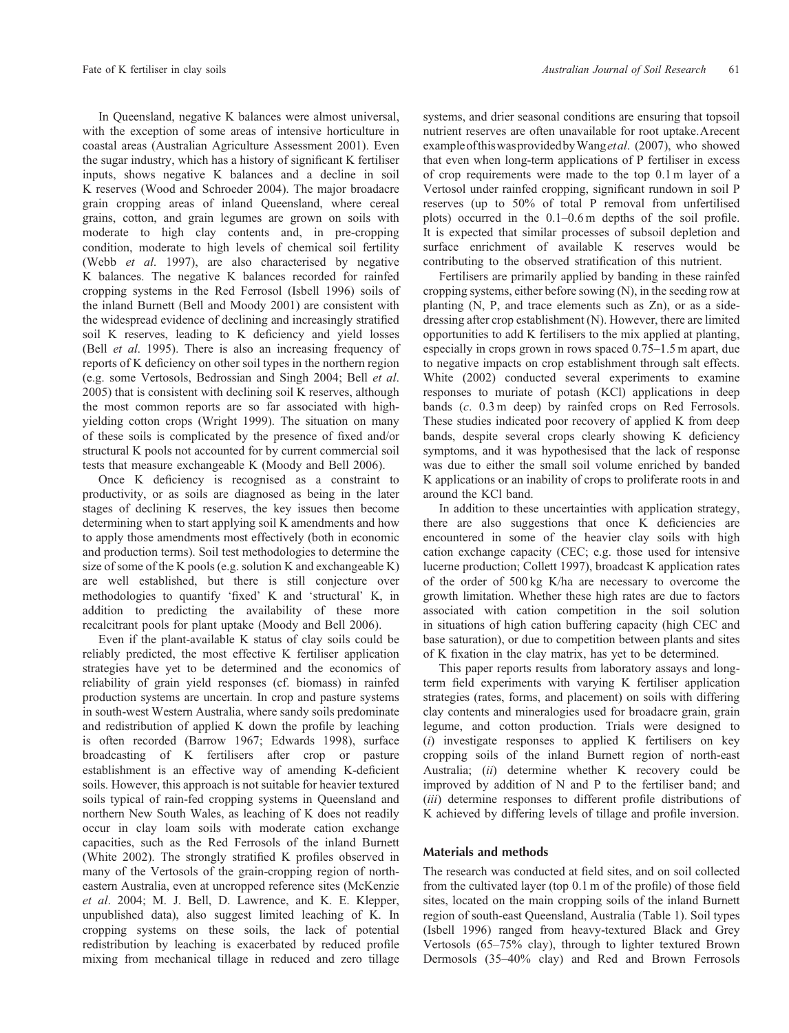In Queensland, negative K balances were almost universal, with the exception of some areas of intensive horticulture in coastal areas (Australian Agriculture Assessment 2001). Even the sugar industry, which has a history of significant K fertiliser inputs, shows negative K balances and a decline in soil K reserves (Wood and Schroeder 2004). The major broadacre grain cropping areas of inland Queensland, where cereal grains, cotton, and grain legumes are grown on soils with moderate to high clay contents and, in pre-cropping condition, moderate to high levels of chemical soil fertility (Webb *et al*. 1997), are also characterised by negative K balances. The negative K balances recorded for rainfed cropping systems in the Red Ferrosol (Isbell 1996) soils of the inland Burnett (Bell and Moody 2001) are consistent with the widespread evidence of declining and increasingly stratified soil K reserves, leading to K deficiency and yield losses (Bell *et al*. 1995). There is also an increasing frequency of reports of K deficiency on other soil types in the northern region (e.g. some Vertosols, Bedrossian and Singh 2004; Bell *et al*. 2005) that is consistent with declining soil K reserves, although the most common reports are so far associated with high-yielding cotton crops (Wright 1999). The situation on many of these soils is complicated by the presence of fixed and/or structural K pools not accounted for by current commercial soil tests that measure exchangeable K (Moody and Bell 2006).

Once K deficiency is recognised as a constraint to productivity, or as soils are diagnosed as being in the later stages of declining K reserves, the key issues then become determining when to start applying soil K amendments and how to apply those amendments most effectively (both in economic and production terms). Soil test methodologies to determine the size of some of the K pools (e.g. solution K and exchangeable K) are well established, but there is still conjecture over methodologies to quantify 'fixed' K and 'structural' K, in addition to predicting the availability of these more recalcitrant pools for plant uptake (Moody and Bell 2006).

Even if the plant-available K status of clay soils could be reliably predicted, the most effective K fertiliser application strategies have yet to be determined and the economics of reliability of grain yield responses (cf. biomass) in rainfed production systems are uncertain. In crop and pasture systems in south-west Western Australia, where sandy soils predominate and redistribution of applied K down the profile by leaching is often recorded (Barrow 1967; Edwards 1998), surface broadcasting of K fertilisers after crop or pasture establishment is an effective way of amending K-deficient soils. However, this approach is not suitable for heavier textured soils typical of rain-fed cropping systems in Queensland and northern New South Wales, as leaching of K does not readily occur in clay loam soils with moderate cation exchange capacities, such as the Red Ferrosols of the inland Burnett (White 2002). The strongly stratified K profiles observed in many of the Vertosols of the grain-cropping region of north-eastern Australia, even at uncropped reference sites (McKenzie *et al*. 2004; M. J. Bell, D. Lawrence, and K. E. Klepper, unpublished data), also suggest limited leaching of K. In cropping systems on these soils, the lack of potential redistribution by leaching is exacerbated by reduced profile mixing from mechanical tillage in reduced and zero tillage systems, and drier seasonal conditions are ensuring that topsoil nutrient reserves are often unavailable for root uptake. A recent example of this was provided by Wang *et al*. (2007), who showed that even when long-term applications of P fertiliser in excess of crop requirements were made to the top 0.1 m layer of a Vertosol under rainfed cropping, significant rundown in soil P reserves (up to 50% of total P removal from unfertilised plots) occurred in the 0.1–0.6 m depths of the soil profile. It is expected that similar processes of subsoil depletion and surface enrichment of available K reserves would be contributing to the observed stratification of this nutrient.

Fertilisers are primarily applied by banding in these rainfed cropping systems, either before sowing (N), in the seeding row at planting (N, P, and trace elements such as Zn), or as a side-dressing after crop establishment (N). However, there are limited opportunities to add K fertilisers to the mix applied at planting, especially in crops grown in rows spaced 0.75–1.5 m apart, due to negative impacts on crop establishment through salt effects. White (2002) conducted several experiments to examine responses to muriate of potash (KCl) applications in deep bands (*c*. 0.3 m deep) by rainfed crops on Red Ferrosols. These studies indicated poor recovery of applied K from deep bands, despite several crops clearly showing K deficiency symptoms, and it was hypothesised that the lack of response was due to either the small soil volume enriched by banded K applications or an inability of crops to proliferate roots in and around the KCl band.

In addition to these uncertainties with application strategy, there are also suggestions that once K deficiencies are encountered in some of the heavier clay soils with high cation exchange capacity (CEC; e.g. those used for intensive lucerne production; Collett 1997), broadcast K application rates of the order of 500 kg K/ha are necessary to overcome the growth limitation. Whether these high rates are due to factors associated with cation competition in the soil solution in situations of high cation buffering capacity (high CEC and base saturation), or due to competition between plants and sites of K fixation in the clay matrix, has yet to be determined.

This paper reports results from laboratory assays and long-term field experiments with varying K fertiliser application strategies (rates, forms, and placement) on soils with differing clay contents and mineralogies used for broadacre grain, grain legume, and cotton production. Trials were designed to (*i*) investigate responses to applied K fertilisers on key cropping soils of the inland Burnett region of north-east Australia; (*ii*) determine whether K recovery could be improved by addition of N and P to the fertiliser band; and (*iii*) determine responses to different profile distributions of K achieved by differing levels of tillage and profile inversion.

## Materials and methods

The research was conducted at field sites, and on soil collected from the cultivated layer (top 0.1 m of the profile) of those field sites, located on the main cropping soils of the inland Burnett region of south-east Queensland, Australia (Table 1). Soil types (Isbell 1996) ranged from heavy-textured Black and Grey Vertosols (65–75% clay), through to lighter textured Brown Dermosols (35–40% clay) and Red and Brown Ferrosols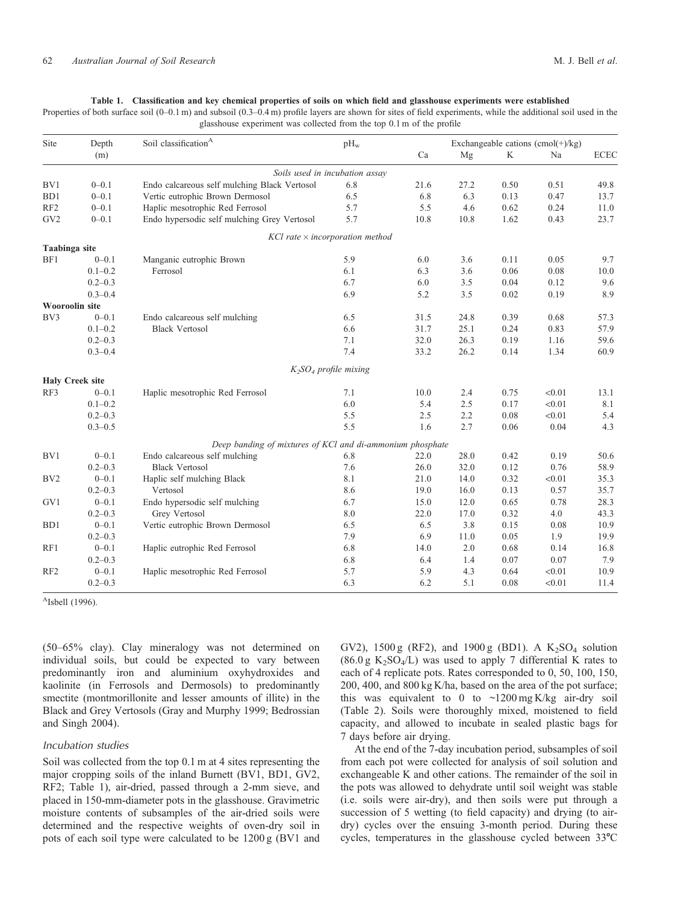**Table 1. Classification and key chemical properties of soils on which field and glasshouse experiments were established**

Properties of both surface soil (0–0.1 m) and subsoil (0.3–0.4 m) profile layers are shown for sites of field experiments, while the additional soil used in the glasshouse experiment was collected from the top 0.1 m of the profile

| Site | Depth (m) | Soil classification[A] | $pH_w$ | Exchangeable cations (cmol(+)/kg) | | | | |
|---|---|---|---|---|---|---|---|---|
| | | | | Ca | Mg | K | Na | ECEC |
| | | *Soils used in incubation assay* | | | | | | |
| BV1 | 0–0.1 | Endo calcareous self mulching Black Vertosol | 6.8 | 21.6 | 27.2 | 0.50 | 0.51 | 49.8 |
| BD1 | 0–0.1 | Vertic eutrophic Brown Dermosol | 6.5 | 6.8 | 6.3 | 0.13 | 0.47 | 13.7 |
| RF2 | 0–0.1 | Haplic mesotrophic Red Ferrosol | 5.7 | 5.5 | 4.6 | 0.62 | 0.24 | 11.0 |
| GV2 | 0–0.1 | Endo hypersodic self mulching Grey Vertosol | 5.7 | 10.8 | 10.8 | 1.62 | 0.43 | 23.7 |
| | | *KCl rate × incorporation method* | | | | | | |
| **Taabinga site** | | | | | | | | |
| BF1 | 0–0.1 | Manganic eutrophic Brown | 5.9 | 6.0 | 3.6 | 0.11 | 0.05 | 9.7 |
| | 0.1–0.2 | Ferrosol | 6.1 | 6.3 | 3.6 | 0.06 | 0.08 | 10.0 |
| | 0.2–0.3 | | 6.7 | 6.0 | 3.5 | 0.04 | 0.12 | 9.6 |
| | 0.3–0.4 | | 6.9 | 5.2 | 3.5 | 0.02 | 0.19 | 8.9 |
| **Wooroolin site** | | | | | | | | |
| BV3 | 0–0.1 | Endo calcareous self mulching | 6.5 | 31.5 | 24.8 | 0.39 | 0.68 | 57.3 |
| | 0.1–0.2 | Black Vertosol | 6.6 | 31.7 | 25.1 | 0.24 | 0.83 | 57.9 |
| | 0.2–0.3 | | 7.1 | 32.0 | 26.3 | 0.19 | 1.16 | 59.6 |
| | 0.3–0.4 | | 7.4 | 33.2 | 26.2 | 0.14 | 1.34 | 60.9 |
| | | *$K_2SO_4$ profile mixing* | | | | | | |
| **Haly Creek site** | | | | | | | | |
| RF3 | 0–0.1 | Haplic mesotrophic Red Ferrosol | 7.1 | 10.0 | 2.4 | 0.75 | <0.01 | 13.1 |
| | 0.1–0.2 | | 6.0 | 5.4 | 2.5 | 0.17 | <0.01 | 8.1 |
| | 0.2–0.3 | | 5.5 | 2.5 | 2.2 | 0.08 | <0.01 | 5.4 |
| | 0.3–0.5 | | 5.5 | 1.6 | 2.7 | 0.06 | 0.04 | 4.3 |
| | | *Deep banding of mixtures of KCl and di-ammonium phosphate* | | | | | | |
| BV1 | 0–0.1 | Endo calcareous self mulching | 6.8 | 22.0 | 28.0 | 0.42 | 0.19 | 50.6 |
| | 0.2–0.3 | Black Vertosol | 7.6 | 26.0 | 32.0 | 0.12 | 0.76 | 58.9 |
| BV2 | 0–0.1 | Haplic self mulching Black | 8.1 | 21.0 | 14.0 | 0.32 | <0.01 | 35.3 |
| | 0.2–0.3 | Vertosol | 8.6 | 19.0 | 16.0 | 0.13 | 0.57 | 35.7 |
| GV1 | 0–0.1 | Endo hypersodic self mulching | 6.7 | 15.0 | 12.0 | 0.65 | 0.78 | 28.3 |
| | 0.2–0.3 | Grey Vertosol | 8.0 | 22.0 | 17.0 | 0.32 | 4.0 | 43.3 |
| BD1 | 0–0.1 | Vertic eutrophic Brown Dermosol | 6.5 | 6.5 | 3.8 | 0.15 | 0.08 | 10.9 |
| | 0.2–0.3 | | 7.9 | 6.9 | 11.0 | 0.05 | 1.9 | 19.9 |
| RF1 | 0–0.1 | Haplic eutrophic Red Ferrosol | 6.8 | 14.0 | 2.0 | 0.68 | 0.14 | 16.8 |
| | 0.2–0.3 | | 6.8 | 6.4 | 1.4 | 0.07 | 0.07 | 7.9 |
| RF2 | 0–0.1 | Haplic mesotrophic Red Ferrosol | 5.7 | 5.9 | 4.3 | 0.64 | <0.01 | 10.9 |
| | 0.2–0.3 | | 6.3 | 6.2 | 5.1 | 0.08 | <0.01 | 11.4 |

[A]Isbell (1996).

(50–65% clay). Clay mineralogy was not determined on individual soils, but could be expected to vary between predominantly iron and aluminium oxyhydroxides and kaolinite (in Ferrosols and Dermosol) to predominantly smectite (montmorillonite and lesser amounts of illite) in the Black and Grey Vertosols (Gray and Murphy 1999; Bedrossian and Singh 2004).

### Incubation studies

Soil was collected from the top 0.1 m at 4 sites representing the major cropping soils of the inland Burnett (BV1, BD1, GV2, RF2; Table 1), air-dried, passed through a 2-mm sieve, and placed in 150-mm-diameter pots in the glasshouse. Gravimetric moisture contents of subsamples of the air-dried soils were determined and the respective weights of oven-dry soil in pots of each soil type were calculated to be 1200 g (BV1 and GV2), 1500 g (RF2), and 1900 g (BD1). A $K_2SO_4$ solution (86.0 g $K_2SO_4$/L) was used to apply 7 differential K rates to each of 4 replicate pots. Rates corresponded to 0, 50, 100, 150, 200, 400, and 800 kg K/ha, based on the area of the pot surface; this was equivalent to 0 to ~1200 mg K/kg air-dry soil (Table 2). Soils were thoroughly mixed, moistened to field capacity, and allowed to incubate in sealed plastic bags for 7 days before air drying.

At the end of the 7-day incubation period, subsamples of soil from each pot were collected for analysis of soil solution and exchangeable K and other cations. The remainder of the soil in the pots was allowed to dehydrate until soil weight was stable (i.e. soils were air-dry), and then soils were put through a succession of 5 wetting (to field capacity) and drying (to air-dry) cycles over the ensuing 3-month period. During these cycles, temperatures in the glasshouse cycled between 33°C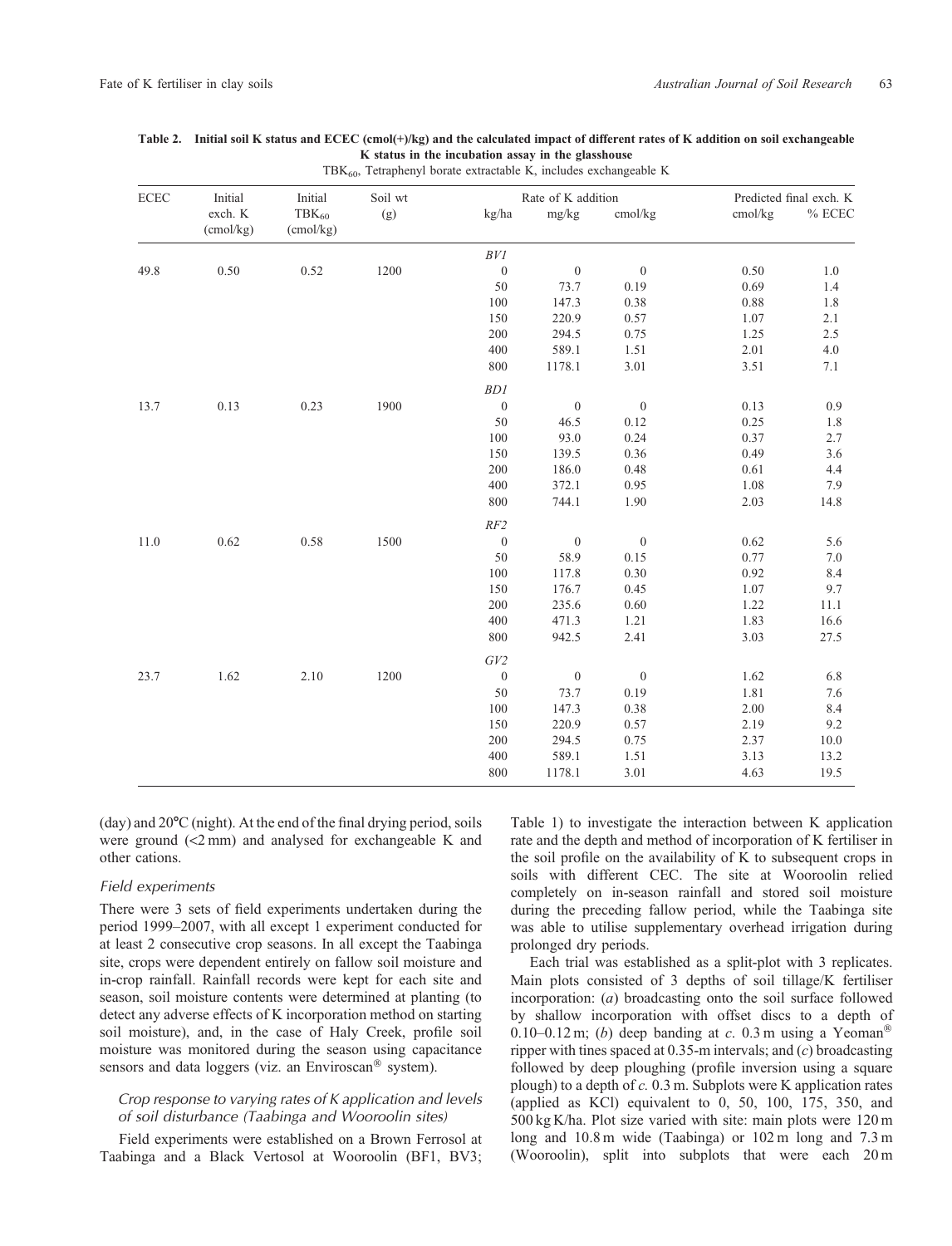**Table 2. Initial soil K status and ECEC (cmol(+)/kg) and the calculated impact of different rates of K addition on soil exchangeable K status in the incubation assay in the glasshouse**

$TBK_{60}$, Tetraphenyl borate extractable K, includes exchangeable K

| ECEC | Initial exch. K (cmol/kg) | Initial $TBK_{60}$ (cmol/kg) | Soil wt (g) | Rate of K addition | | | Predicted final exch. K | |
|---|---|---|---|---|---|---|---|---|
| | | | | kg/ha | mg/kg | cmol/kg | cmol/kg | % ECEC |
| | | | | *BV1* | | | | |
| 49.8 | 0.50 | 0.52 | 1200 | 0 | 0 | 0 | 0.50 | 1.0 |
| | | | | 50 | 73.7 | 0.19 | 0.69 | 1.4 |
| | | | | 100 | 147.3 | 0.38 | 0.88 | 1.8 |
| | | | | 150 | 220.9 | 0.57 | 1.07 | 2.1 |
| | | | | 200 | 294.5 | 0.75 | 1.25 | 2.5 |
| | | | | 400 | 589.1 | 1.51 | 2.01 | 4.0 |
| | | | | 800 | 1178.1 | 3.01 | 3.51 | 7.1 |
| | | | | *BD1* | | | | |
| 13.7 | 0.13 | 0.23 | 1900 | 0 | 0 | 0 | 0.13 | 0.9 |
| | | | | 50 | 46.5 | 0.12 | 0.25 | 1.8 |
| | | | | 100 | 93.0 | 0.24 | 0.37 | 2.7 |
| | | | | 150 | 139.5 | 0.36 | 0.49 | 3.6 |
| | | | | 200 | 186.0 | 0.48 | 0.61 | 4.4 |
| | | | | 400 | 372.1 | 0.95 | 1.08 | 7.9 |
| | | | | 800 | 744.1 | 1.90 | 2.03 | 14.8 |
| | | | | *RF2* | | | | |
| 11.0 | 0.62 | 0.58 | 1500 | 0 | 0 | 0 | 0.62 | 5.6 |
| | | | | 50 | 58.9 | 0.15 | 0.77 | 7.0 |
| | | | | 100 | 117.8 | 0.30 | 0.92 | 8.4 |
| | | | | 150 | 176.7 | 0.45 | 1.07 | 9.7 |
| | | | | 200 | 235.6 | 0.60 | 1.22 | 11.1 |
| | | | | 400 | 471.3 | 1.21 | 1.83 | 16.6 |
| | | | | 800 | 942.5 | 2.41 | 3.03 | 27.5 |
| | | | | *GV2* | | | | |
| 23.7 | 1.62 | 2.10 | 1200 | 0 | 0 | 0 | 1.62 | 6.8 |
| | | | | 50 | 73.7 | 0.19 | 1.81 | 7.6 |
| | | | | 100 | 147.3 | 0.38 | 2.00 | 8.4 |
| | | | | 150 | 220.9 | 0.57 | 2.19 | 9.2 |
| | | | | 200 | 294.5 | 0.75 | 2.37 | 10.0 |
| | | | | 400 | 589.1 | 1.51 | 3.13 | 13.2 |
| | | | | 800 | 1178.1 | 3.01 | 4.63 | 19.5 |

(day) and 20°C (night). At the end of the final drying period, soils were ground (<2 mm) and analysed for exchangeable K and other cations.

### Field experiments

There were 3 sets of field experiments undertaken during the period 1999–2007, with all except 1 experiment conducted for at least 2 consecutive crop seasons. In all except the Taabinga site, crops were dependent entirely on fallow soil moisture and in-crop rainfall. Rainfall records were kept for each site and season, soil moisture contents were determined at planting (to detect any adverse effects of K incorporation method on starting soil moisture), and, in the case of Haly Creek, profile soil moisture was monitored during the season using capacitance sensors and data loggers (viz. an Enviroscan® system).

#### Crop response to varying rates of K application and levels of soil disturbance (Taabinga and Wooroolin sites)

Field experiments were established on a Brown Ferrosol at Taabinga and a Black Vertosol at Wooroolin (BF1, BV3; Table 1) to investigate the interaction between K application rate and the depth and method of incorporation of K fertiliser in the soil profile on the availability of K to subsequent crops in soils with different CEC. The site at Wooroolin relied completely on in-season rainfall and stored soil moisture during the preceding fallow period, while the Taabinga site was able to utilise supplementary overhead irrigation during prolonged dry periods.

Each trial was established as a split-plot with 3 replicates. Main plots consisted of 3 depths of soil tillage/K fertiliser incorporation: (*a*) broadcasting onto the soil surface followed by shallow incorporation with offset discs to a depth of 0.10–0.12 m; (*b*) deep banding at *c.* 0.3 m using a Yeoman® ripper with tines spaced at 0.35-m intervals; and (*c*) broadcasting followed by deep ploughing (profile inversion using a square plough) to a depth of *c.* 0.3 m. Subplots were K application rates (applied as KCl) equivalent to 0, 50, 100, 175, 350, and 500 kg K/ha. Plot size varied with site: main plots were 120 m long and 10.8 m wide (Taabinga) or 102 m long and 7.3 m (Wooroolin), split into subplots that were each 20 m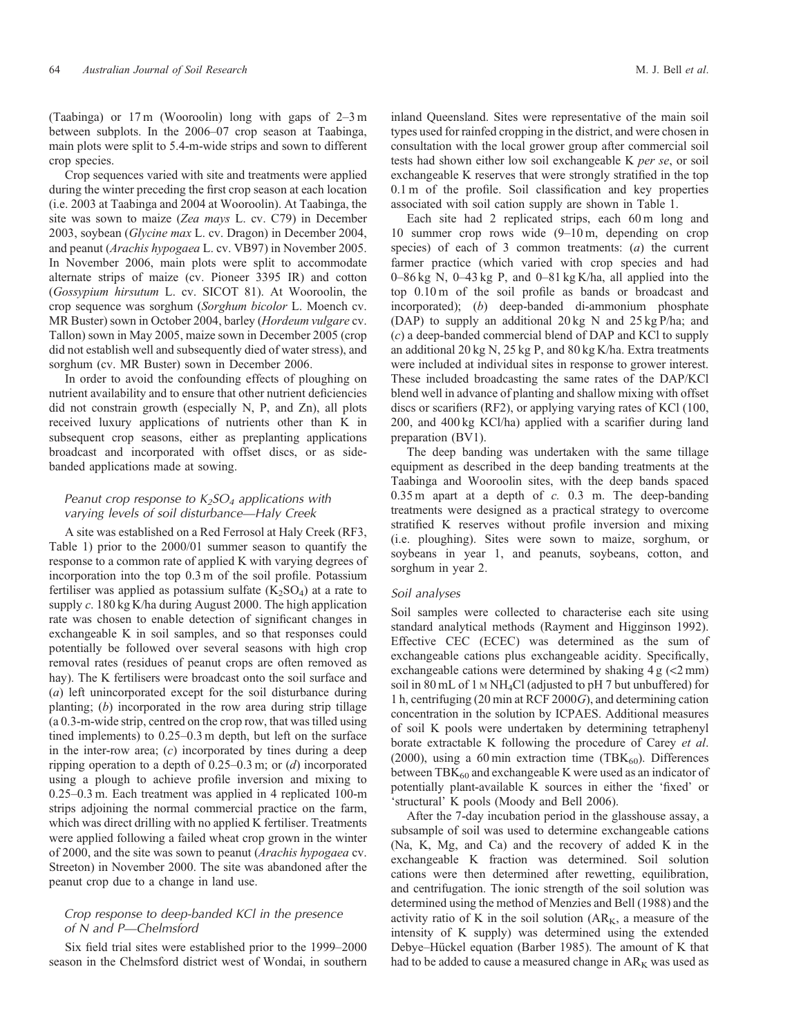(Taabinga) or 17 m (Wooroolin) long with gaps of 2–3 m between subplots. In the 2006–07 crop season at Taabinga, main plots were split to 5.4-m-wide strips and sown to different crop species.

Crop sequences varied with site and treatments were applied during the winter preceding the first crop season at each location (i.e. 2003 at Taabinga and 2004 at Wooroolin). At Taabinga, the site was sown to maize (*Zea mays* L. cv. C79) in December 2003, soybean (*Glycine max* L. cv. Dragon) in December 2004, and peanut (*Arachis hypogaea* L. cv. VB97) in November 2005. In November 2006, main plots were split to accommodate alternate strips of maize (cv. Pioneer 3395 IR) and cotton (*Gossypium hirsutum* L. cv. SICOT 81). At Wooroolin, the crop sequence was sorghum (*Sorghum bicolor* L. Moench cv. MR Buster) sown in October 2004, barley (*Hordeum vulgare* cv. Tallon) sown in May 2005, maize sown in December 2005 (crop did not establish well and subsequently died of water stress), and sorghum (cv. MR Buster) sown in December 2006.

In order to avoid the confounding effects of ploughing on nutrient availability and to ensure that other nutrient deficiencies did not constrain growth (especially N, P, and Zn), all plots received luxury applications of nutrients other than K in subsequent crop seasons, either as preplanting applications broadcast and incorporated with offset discs, or as side-banded applications made at sowing.

### *Peanut crop response to $K_2SO_4$ applications with varying levels of soil disturbance—Haly Creek*

A site was established on a Red Ferrosol at Haly Creek (RF3, Table 1) prior to the 2000/01 summer season to quantify the response to a common rate of applied K with varying degrees of incorporation into the top 0.3 m of the soil profile. Potassium fertiliser was applied as potassium sulfate ($K_2SO_4$) at a rate to supply *c.* 180 kg K/ha during August 2000. The high application rate was chosen to enable detection of significant changes in exchangeable K in soil samples, and so that responses could potentially be followed over several seasons with high crop removal rates (residues of peanut crops are often removed as hay). The K fertilisers were broadcast onto the soil surface and (*a*) left unincorporated except for the soil disturbance during planting; (*b*) incorporated in the row area during strip tillage (a 0.3-m-wide strip, centred on the crop row, that was tilled using tined implements) to 0.25–0.3 m depth, but left on the surface in the inter-row area; (*c*) incorporated by tines during a deep ripping operation to a depth of 0.25–0.3 m; or (*d*) incorporated using a plough to achieve profile inversion and mixing to 0.25–0.3 m. Each treatment was applied in 4 replicated 100-m strips adjoining the normal commercial practice on the farm, which was direct drilling with no applied K fertiliser. Treatments were applied following a failed wheat crop grown in the winter of 2000, and the site was sown to peanut (*Arachis hypogaea* cv. Streeton) in November 2000. The site was abandoned after the peanut crop due to a change in land use.

### *Crop response to deep-banded KCl in the presence of N and P—Chelmsford*

Six field trial sites were established prior to the 1999–2000 season in the Chelmsford district west of Wondai, in southern inland Queensland. Sites were representative of the main soil types used for rainfed cropping in the district, and were chosen in consultation with the local grower group after commercial soil tests had shown either low soil exchangeable K *per se*, or soil exchangeable K reserves that were strongly stratified in the top 0.1 m of the profile. Soil classification and key properties associated with soil cation supply are shown in Table 1.

Each site had 2 replicated strips, each 60 m long and 10 summer crop rows wide (9–10 m, depending on crop species) of each of 3 common treatments: (*a*) the current farmer practice (which varied with crop species and had 0–86 kg N, 0–43 kg P, and 0–81 kg K/ha, all applied into the top 0.10 m of the soil profile as bands or broadcast and incorporated); (*b*) deep-banded di-ammonium phosphate (DAP) to supply an additional 20 kg N and 25 kg P/ha; and (*c*) a deep-banded commercial blend of DAP and KCl to supply an additional 20 kg N, 25 kg P, and 80 kg K/ha. Extra treatments were included at individual sites in response to grower interest. These included broadcasting the same rates of the DAP/KCl blend well in advance of planting and shallow mixing with offset discs or scarifiers (RF2), or applying varying rates of KCl (100, 200, and 400 kg KCl/ha) applied with a scarifier during land preparation (BV1).

The deep banding was undertaken with the same tillage equipment as described in the deep banding treatments at the Taabinga and Wooroolin sites, with the deep bands spaced 0.35 m apart at a depth of *c.* 0.3 m. The deep-banding treatments were designed as a practical strategy to overcome stratified K reserves without profile inversion and mixing (i.e. ploughing). Sites were sown to maize, sorghum, or soybeans in year 1, and peanuts, soybeans, cotton, and sorghum in year 2.

### *Soil analyses*

Soil samples were collected to characterise each site using standard analytical methods (Rayment and Higginson 1992). Effective CEC (ECEC) was determined as the sum of exchangeable cations plus exchangeable acidity. Specifically, exchangeable cations were determined by shaking 4 g (<2 mm) soil in 80 mL of 1 M $NH_4Cl$ (adjusted to pH 7 but unbuffered) for 1 h, centrifuging (20 min at RCF 2000*G*), and determining cation concentration in the solution by ICPAES. Additional measures of soil K pools were undertaken by determining tetraphenyl borate extractable K following the procedure of Carey *et al.* (2000), using a 60 min extraction time ($TBK_{60}$). Differences between $TBK_{60}$ and exchangeable K were used as an indicator of potentially plant-available K sources in either the 'fixed' or 'structural' K pools (Moody and Bell 2006).

After the 7-day incubation period in the glasshouse assay, a subsample of soil was used to determine exchangeable cations (Na, K, Mg, and Ca) and the recovery of added K in the exchangeable K fraction was determined. Soil solution cations were then determined after rewetting, equilibration, and centrifugation. The ionic strength of the soil solution was determined using the method of Menzies and Bell (1988) and the activity ratio of K in the soil solution ($AR_K$, a measure of the intensity of K supply) was determined using the extended Debye–Hückel equation (Barber 1985). The amount of K that had to be added to cause a measured change in $AR_K$ was used as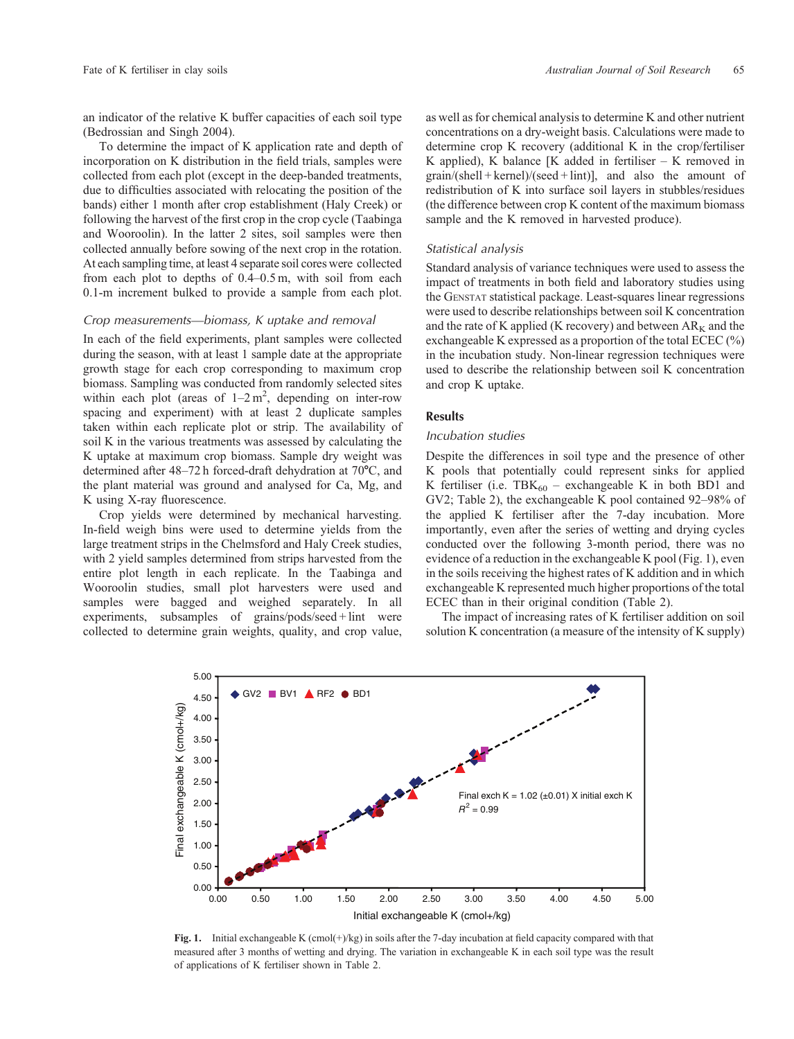an indicator of the relative K buffer capacities of each soil type (Bedrossian and Singh 2004).

To determine the impact of K application rate and depth of incorporation on K distribution in the field trials, samples were collected from each plot (except in the deep-banded treatments, due to difficulties associated with relocating the position of the bands) either 1 month after crop establishment (Haly Creek) or following the harvest of the first crop in the crop cycle (Taabinga and Wooroolin). In the latter 2 sites, soil samples were then collected annually before sowing of the next crop in the rotation. At each sampling time, at least 4 separate soil cores were collected from each plot to depths of 0.4–0.5 m, with soil from each 0.1-m increment bulked to provide a sample from each plot.

### *Crop measurements—biomass, K uptake and removal*

In each of the field experiments, plant samples were collected during the season, with at least 1 sample date at the appropriate growth stage for each crop corresponding to maximum crop biomass. Sampling was conducted from randomly selected sites within each plot (areas of 1–2 $m^2$, depending on inter-row spacing and experiment) with at least 2 duplicate samples taken within each replicate plot or strip. The availability of soil K in the various treatments was assessed by calculating the K uptake at maximum crop biomass. Sample dry weight was determined after 48–72 h forced-draft dehydration at 70°C, and the plant material was ground and analysed for Ca, Mg, and K using X-ray fluorescence.

Crop yields were determined by mechanical harvesting. In-field weigh bins were used to determine yields from the large treatment strips in the Chelmsford and Haly Creek studies, with 2 yield samples determined from strips harvested from the entire plot length in each replicate. In the Taabinga and Wooroolin studies, small plot harvesters were used and samples were bagged and weighed separately. In all experiments, subsamples of grains/pods/seed + lint were collected to determine grain weights, quality, and crop value, as well as for chemical analysis to determine K and other nutrient concentrations on a dry-weight basis. Calculations were made to determine crop K recovery (additional K in the crop/fertiliser K applied), K balance [K added in fertiliser – K removed in grain/(shell + kernel)/(seed + lint)], and also the amount of redistribution of K into surface soil layers in stubbles/residues (the difference between crop K content of the maximum biomass sample and the K removed in harvested produce).

### *Statistical analysis*

Standard analysis of variance techniques were used to assess the impact of treatments in both field and laboratory studies using the GENSTAT statistical package. Least-squares linear regressions were used to describe relationships between soil K concentration and the rate of K applied (K recovery) and between $AR_K$ and the exchangeable K expressed as a proportion of the total ECEC (%) in the incubation study. Non-linear regression techniques were used to describe the relationship between soil K concentration and crop K uptake.

## Results

### *Incubation studies*

Despite the differences in soil type and the presence of other K pools that potentially could represent sinks for applied K fertiliser (i.e. $TBK_{60}$ – exchangeable K in both BD1 and GV2; Table 2), the exchangeable K pool contained 92–98% of the applied K fertiliser after the 7-day incubation. More importantly, even after the series of wetting and drying cycles conducted over the following 3-month period, there was no evidence of a reduction in the exchangeable K pool (Fig. 1), even in the soils receiving the highest rates of K addition and in which exchangeable K represented much higher proportions of the total ECEC than in their original condition (Table 2).

The impact of increasing rates of K fertiliser addition on soil solution K concentration (a measure of the intensity of K supply)

**Fig. 1.** Initial exchangeable K (cmol(+)/kg) in soils after the 7-day incubation at field capacity compared with that measured after 3 months of wetting and drying. The variation in exchangeable K in each soil type was the result of applications of K fertiliser shown in Table 2.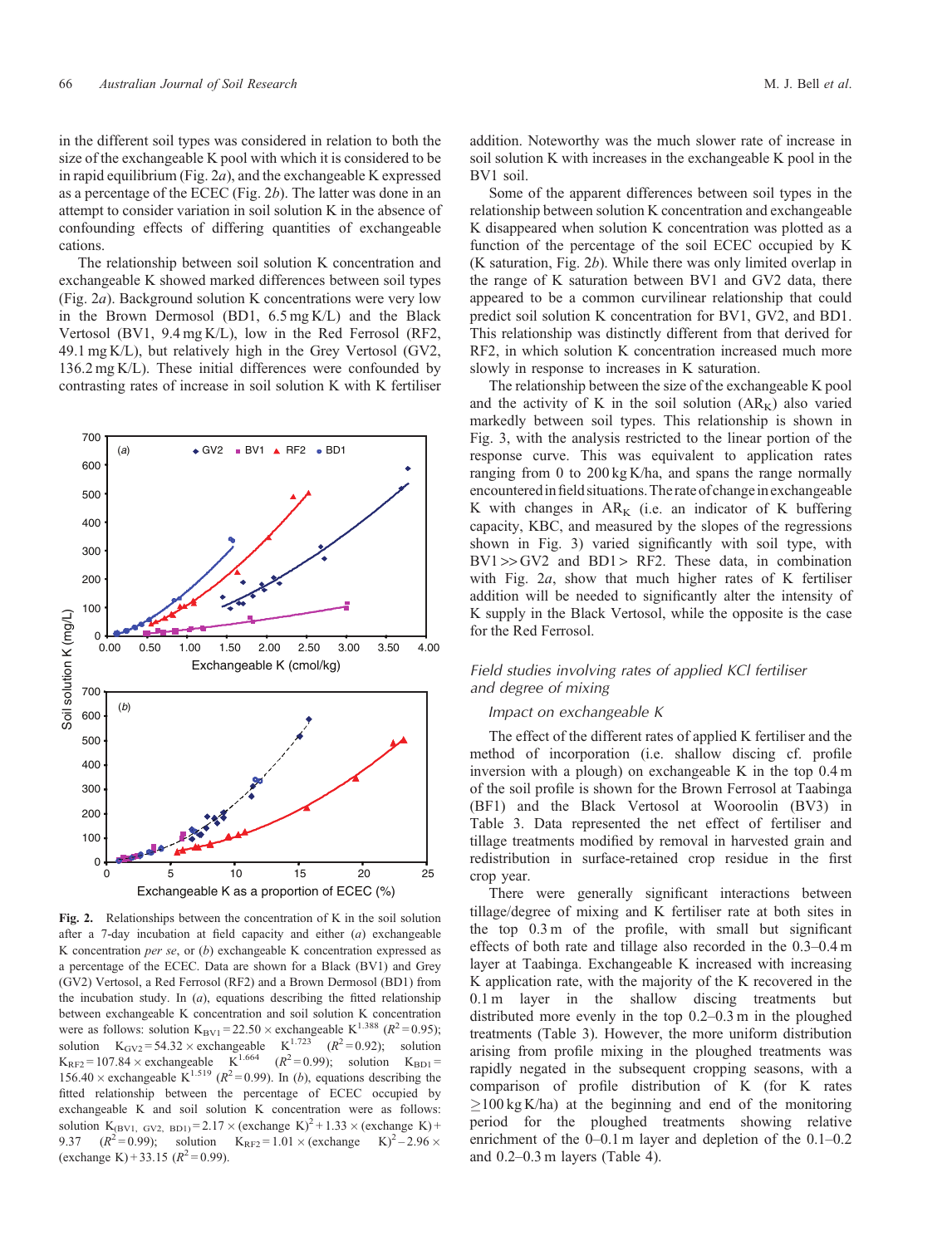in the different soil types was considered in relation to both the size of the exchangeable K pool with which it is considered to be in rapid equilibrium (Fig. 2*a*), and the exchangeable K expressed as a percentage of the ECEC (Fig. 2*b*). The latter was done in an attempt to consider variation in soil solution K in the absence of confounding effects of differing quantities of exchangeable cations.

The relationship between soil solution K concentration and exchangeable K showed marked differences between soil types (Fig. 2*a*). Background solution K concentrations were very low in the Brown Dermosol (BD1, 6.5 mg K/L) and the Black Vertosol (BV1, 9.4 mg K/L), low in the Red Ferrosol (RF2, 49.1 mg K/L), but relatively high in the Grey Vertosol (GV2, 136.2 mg K/L). These initial differences were confounded by contrasting rates of increase in soil solution K with K fertiliser addition. Noteworthy was the much slower rate of increase in soil solution K with increases in the exchangeable K pool in the BV1 soil.

Some of the apparent differences between soil types in the relationship between solution K concentration and exchangeable K disappeared when solution K concentration was plotted as a function of the percentage of the soil ECEC occupied by K (K saturation, Fig. 2*b*). While there was only limited overlap in the range of K saturation between BV1 and GV2 data, there appeared to be a common curvilinear relationship that could predict soil solution K concentration for BV1, GV2, and BD1. This relationship was distinctly different from that derived for RF2, in which solution K concentration increased much more slowly in response to increases in K saturation.

The relationship between the size of the exchangeable K pool and the activity of K in the soil solution ($AR_K$) also varied markedly between soil types. This relationship is shown in Fig. 3, with the analysis restricted to the linear portion of the response curve. This was equivalent to application rates ranging from 0 to 200 kg K/ha, and spans the range normally encountered in field situations. The rate of change in exchangeable K with changes in $AR_K$ (i.e. an indicator of K buffering capacity, KBC, and measured by the slopes of the regressions shown in Fig. 3) varied significantly with soil type, with BV1 >> GV2 and BD1 > RF2. These data, in combination with Fig. 2*a*, show that much higher rates of K fertiliser addition will be needed to significantly alter the intensity of K supply in the Black Vertosol, while the opposite is the case for the Red Ferrosol.

**Fig. 2.** Relationships between the concentration of K in the soil solution after a 7-day incubation at field capacity and either (*a*) exchangeable K concentration *per se*, or (*b*) exchangeable K concentration expressed as a percentage of the ECEC. Data are shown for a Black (BV1) and Grey (GV2) Vertosol, a Red Ferrosol (RF2) and a Brown Dermosol (BD1) from the incubation study. In (*a*), equations describing the fitted relationship between exchangeable K concentration and soil solution K concentration were as follows: solution $K_{BV1} = 22.50 \times$ exchangeable $K^{1.388}$ ($R^2 = 0.95$); solution $K_{GV2} = 54.32 \times$ exchangeable $K^{1.723}$ ($R^2 = 0.92$); solution $K_{RF2} = 107.84 \times$ exchangeable $K^{1.664}$ ($R^2 = 0.99$); solution $K_{BD1} = 156.40 \times$ exchangeable $K^{1.519}$ ($R^2 = 0.99$). In (*b*), equations describing the fitted relationship between the percentage of ECEC occupied by exchangeable K and soil solution K concentration were as follows: solution $K_{(BV1,\ GV2,\ BD1)} = 2.17 \times (\text{exchange K})^2 + 1.33 \times (\text{exchange K}) + 9.37$ ($R^2 = 0.99$); solution $K_{RF2} = 1.01 \times (\text{exchange K})^2 - 2.96 \times (\text{exchange K}) + 33.15$ ($R^2 = 0.99$).

### *Field studies involving rates of applied KCl fertiliser and degree of mixing*

#### *Impact on exchangeable K*

The effect of the different rates of applied K fertiliser and the method of incorporation (i.e. shallow discing cf. profile inversion with a plough) on exchangeable K in the top 0.4 m of the soil profile is shown for the Brown Ferrosol at Taabinga (BF1) and the Black Vertosol at Wooroolin (BV3) in Table 3. Data represented the net effect of fertiliser and tillage treatments modified by removal in harvested grain and redistribution in surface-retained crop residue in the first crop year.

There were generally significant interactions between tillage/degree of mixing and K fertiliser rate at both sites in the top 0.3 m of the profile, with small but significant effects of both rate and tillage also recorded in the 0.3–0.4 m layer at Taabinga. Exchangeable K increased with increasing K application rate, with the majority of the K recovered in the 0.1 m layer in the shallow discing treatments but distributed more evenly in the top 0.2–0.3 m in the ploughed treatments (Table 3). However, the more uniform distribution arising from profile mixing in the ploughed treatments was rapidly negated in the subsequent cropping seasons, with a comparison of profile distribution of K (for K rates ≥100 kg K/ha) at the beginning and end of the monitoring period for the ploughed treatments showing relative enrichment of the 0–0.1 m layer and depletion of the 0.1–0.2 and 0.2–0.3 m layers (Table 4).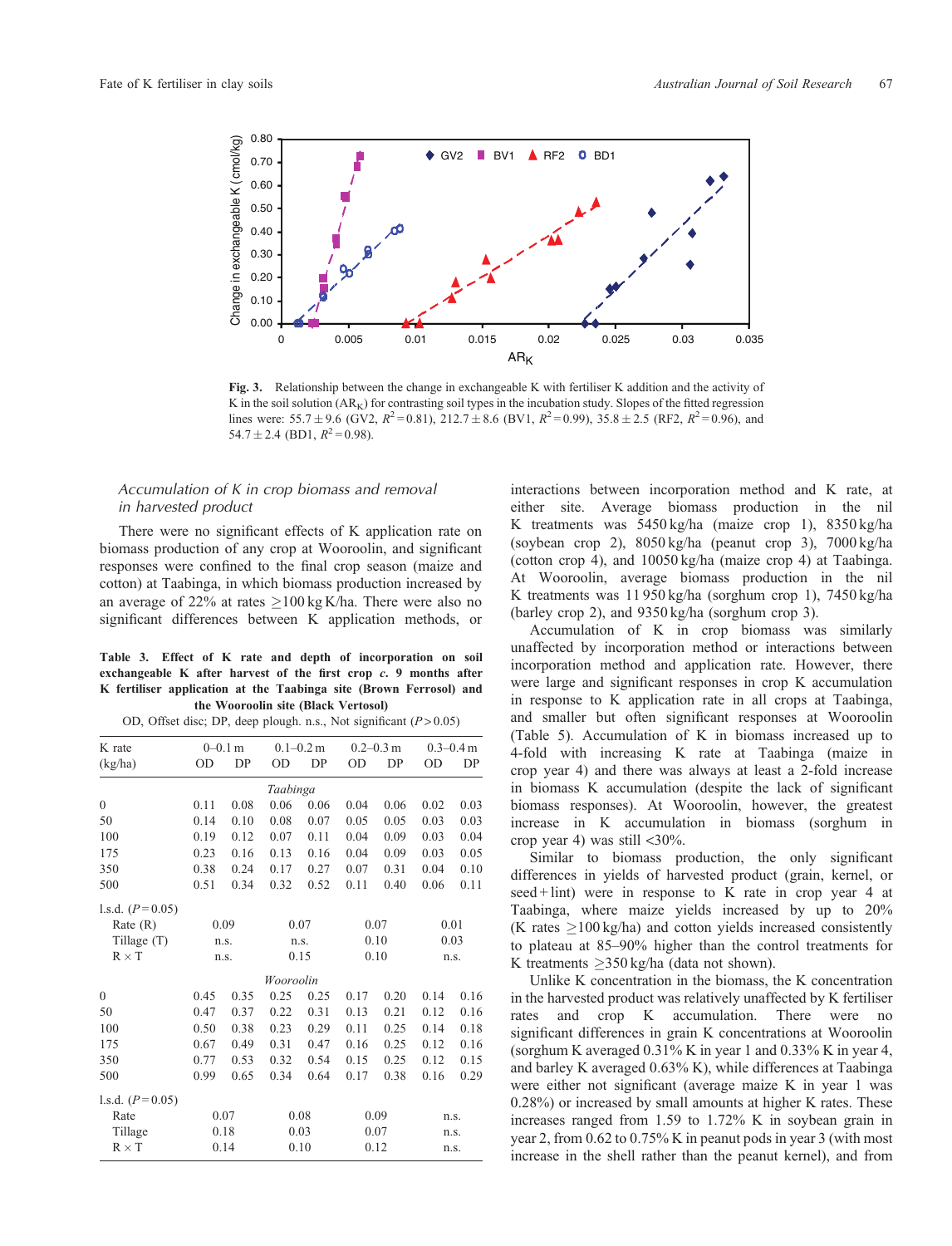**Fig. 3.** Relationship between the change in exchangeable K with fertiliser K addition and the activity of K in the soil solution ($AR_K$) for contrasting soil types in the incubation study. Slopes of the fitted regression lines were: 55.7 ± 9.6 (GV2, $R^2$ = 0.81), 212.7 ± 8.6 (BV1, $R^2$ = 0.99), 35.8 ± 2.5 (RF2, $R^2$ = 0.96), and 54.7 ± 2.4 (BD1, $R^2$ = 0.98).

### Accumulation of K in crop biomass and removal in harvested product

There were no significant effects of K application rate on biomass production of any crop at Wooroolin, and significant responses were confined to the final crop season (maize and cotton) at Taabinga, in which biomass production increased by an average of 22% at rates ≥100 kg K/ha. There were also no significant differences between K application methods, or interactions between incorporation method and K rate, at either site. Average biomass production in the nil K treatments was 5450 kg/ha (maize crop 1), 8350 kg/ha (soybean crop 2), 8050 kg/ha (peanut crop 3), 7000 kg/ha (cotton crop 4), and 10050 kg/ha (maize crop 4) at Taabinga. At Wooroolin, average biomass production in the nil K treatments was 11 950 kg/ha (sorghum crop 1), 7450 kg/ha (barley crop 2), and 9350 kg/ha (sorghum crop 3).

Accumulation of K in crop biomass was similarly unaffected by incorporation method or interactions between incorporation method and application rate. However, there were large and significant responses in crop K accumulation in response to K application rate in all crops at Taabinga, and smaller but often significant responses at Wooroolin (Table 5). Accumulation of K in biomass increased up to 4-fold with increasing K rate at Taabinga (maize in crop year 4) and there was always at least a 2-fold increase in biomass K accumulation (despite the lack of significant biomass responses). At Wooroolin, however, the greatest increase in K accumulation in biomass (sorghum in crop year 4) was still <30%.

Similar to biomass production, the only significant differences in yields of harvested product (grain, kernel, or seed + lint) were in response to K rate in crop year 4 at Taabinga, where maize yields increased by up to 20% (K rates ≥100 kg/ha) and cotton yields increased consistently to plateau at 85–90% higher than the control treatments for K treatments ≥350 kg/ha (data not shown).

Unlike K concentration in the biomass, the K concentration in the harvested product was relatively unaffected by K fertiliser rates and crop K accumulation. There were no significant differences in grain K concentrations at Wooroolin (sorghum K averaged 0.31% K in year 1 and 0.33% K in year 4, and barley K averaged 0.63% K), while differences at Taabinga were either not significant (average maize K in year 1 was 0.28%) or increased by small amounts at higher K rates. These increases ranged from 1.59 to 1.72% K in soybean grain in year 2, from 0.62 to 0.75% K in peanut pods in year 3 (with most increase in the shell rather than the peanut kernel), and from

**Table 3. Effect of K rate and depth of incorporation on soil exchangeable K after harvest of the first crop *c.* 9 months after K fertiliser application at the Taabinga site (Brown Ferrosol) and the Wooroolin site (Black Vertosol)**

OD, Offset disc; DP, deep plough. n.s., Not significant ($P$ > 0.05)

| K rate (kg/ha) | 0–0.1 m | | 0.1–0.2 m | | 0.2–0.3 m | | 0.3–0.4 m | |
|---|---|---|---|---|---|---|---|---|
| | OD | DP | OD | DP | OD | DP | OD | DP |
| | | | | *Taabinga* | | | | |
| 0 | 0.11 | 0.08 | 0.06 | 0.06 | 0.04 | 0.06 | 0.02 | 0.03 |
| 50 | 0.14 | 0.10 | 0.08 | 0.07 | 0.05 | 0.05 | 0.03 | 0.03 |
| 100 | 0.19 | 0.12 | 0.07 | 0.11 | 0.04 | 0.09 | 0.03 | 0.04 |
| 175 | 0.23 | 0.16 | 0.13 | 0.16 | 0.04 | 0.09 | 0.03 | 0.05 |
| 350 | 0.38 | 0.24 | 0.17 | 0.27 | 0.07 | 0.31 | 0.04 | 0.10 |
| 500 | 0.51 | 0.34 | 0.32 | 0.52 | 0.11 | 0.40 | 0.06 | 0.11 |
| l.s.d. ($P$ = 0.05) | | | | | | | | |
| Rate (R) | 0.09 | | 0.07 | | 0.07 | | 0.01 | |
| Tillage (T) | n.s. | | n.s. | | 0.10 | | 0.03 | |
| R × T | n.s. | | 0.15 | | 0.10 | | n.s. | |
| | | | | *Wooroolin* | | | | |
| 0 | 0.45 | 0.35 | 0.25 | 0.25 | 0.17 | 0.20 | 0.14 | 0.16 |
| 50 | 0.47 | 0.37 | 0.22 | 0.31 | 0.13 | 0.21 | 0.12 | 0.16 |
| 100 | 0.50 | 0.38 | 0.23 | 0.29 | 0.11 | 0.25 | 0.14 | 0.18 |
| 175 | 0.67 | 0.49 | 0.31 | 0.47 | 0.16 | 0.25 | 0.12 | 0.16 |
| 350 | 0.77 | 0.53 | 0.32 | 0.54 | 0.15 | 0.25 | 0.12 | 0.15 |
| 500 | 0.99 | 0.65 | 0.34 | 0.64 | 0.17 | 0.38 | 0.16 | 0.29 |
| l.s.d. ($P$ = 0.05) | | | | | | | | |
| Rate | 0.07 | | 0.08 | | 0.09 | | n.s. | |
| Tillage | 0.18 | | 0.03 | | 0.07 | | n.s. | |
| R × T | 0.14 | | 0.10 | | 0.12 | | n.s. | |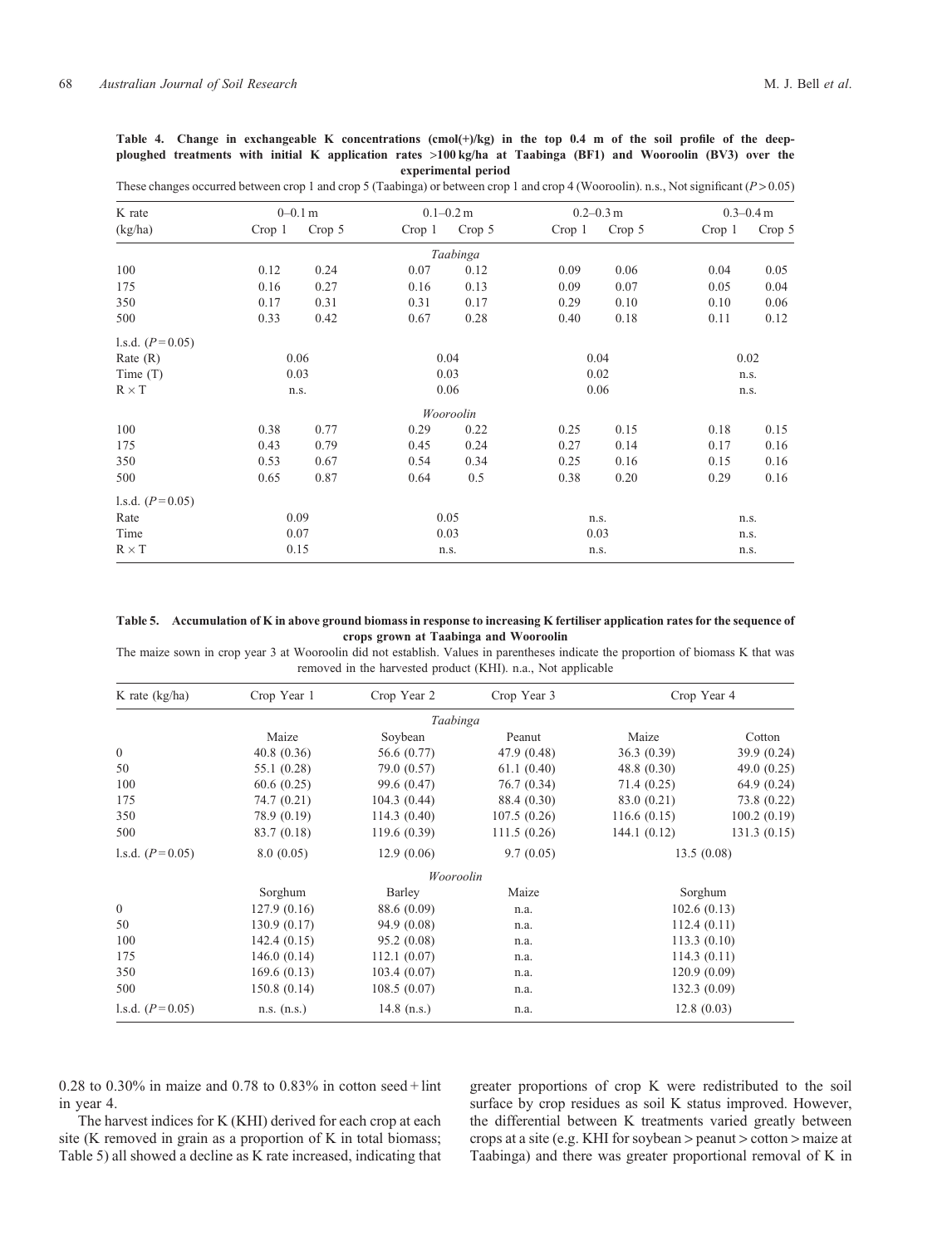**Table 4. Change in exchangeable K concentrations (cmol(+)/kg) in the top 0.4 m of the soil profile of the deep-ploughed treatments with initial K application rates >100 kg/ha at Taabinga (BF1) and Wooroolin (BV3) over the experimental period**

These changes occurred between crop 1 and crop 5 (Taabinga) or between crop 1 and crop 4 (Wooroolin). n.s., Not significant ($P > 0.05$)

| K rate (kg/ha) | 0–0.1 m | | 0.1–0.2 m | | 0.2–0.3 m | | 0.3–0.4 m | |
|---|---|---|---|---|---|---|---|---|
| | Crop 1 | Crop 5 | Crop 1 | Crop 5 | Crop 1 | Crop 5 | Crop 1 | Crop 5 |
| *Taabinga* | | | | | | | | |
| 100 | 0.12 | 0.24 | 0.07 | 0.12 | 0.09 | 0.06 | 0.04 | 0.05 |
| 175 | 0.16 | 0.27 | 0.16 | 0.13 | 0.09 | 0.07 | 0.05 | 0.04 |
| 350 | 0.17 | 0.31 | 0.31 | 0.17 | 0.29 | 0.10 | 0.10 | 0.06 |
| 500 | 0.33 | 0.42 | 0.67 | 0.28 | 0.40 | 0.18 | 0.11 | 0.12 |
| l.s.d. ($P = 0.05$) | | | | | | | | |
| Rate (R) | 0.06 | | 0.04 | | 0.04 | | 0.02 | |
| Time (T) | 0.03 | | 0.03 | | 0.02 | | n.s. | |
| R × T | n.s. | | 0.06 | | 0.06 | | n.s. | |
| *Wooroolin* | | | | | | | | |
| 100 | 0.38 | 0.77 | 0.29 | 0.22 | 0.25 | 0.15 | 0.18 | 0.15 |
| 175 | 0.43 | 0.79 | 0.45 | 0.24 | 0.27 | 0.14 | 0.17 | 0.16 |
| 350 | 0.53 | 0.67 | 0.54 | 0.34 | 0.25 | 0.16 | 0.15 | 0.16 |
| 500 | 0.65 | 0.87 | 0.64 | 0.5 | 0.38 | 0.20 | 0.29 | 0.16 |
| l.s.d. ($P = 0.05$) | | | | | | | | |
| Rate | 0.09 | | 0.05 | | n.s. | | n.s. | |
| Time | 0.07 | | 0.03 | | 0.03 | | n.s. | |
| R × T | 0.15 | | n.s. | | n.s. | | n.s. | |

**Table 5. Accumulation of K in above ground biomass in response to increasing K fertiliser application rates for the sequence of crops grown at Taabinga and Wooroolin**

The maize sown in crop year 3 at Wooroolin did not establish. Values in parentheses indicate the proportion of biomass K that was removed in the harvested product (KHI). n.a., Not applicable

| K rate (kg/ha) | Crop Year 1 | Crop Year 2 | Crop Year 3 | Crop Year 4 | |
|---|---|---|---|---|---|
| *Taabinga* | | | | | |
| | Maize | Soybean | Peanut | Maize | Cotton |
| 0 | 40.8 (0.36) | 56.6 (0.77) | 47.9 (0.48) | 36.3 (0.39) | 39.9 (0.24) |
| 50 | 55.1 (0.28) | 79.0 (0.57) | 61.1 (0.40) | 48.8 (0.30) | 49.0 (0.25) |
| 100 | 60.6 (0.25) | 99.6 (0.47) | 76.7 (0.34) | 71.4 (0.25) | 64.9 (0.24) |
| 175 | 74.7 (0.21) | 104.3 (0.44) | 88.4 (0.30) | 83.0 (0.21) | 73.8 (0.22) |
| 350 | 78.9 (0.19) | 114.3 (0.40) | 107.5 (0.26) | 116.6 (0.15) | 100.2 (0.19) |
| 500 | 83.7 (0.18) | 119.6 (0.39) | 111.5 (0.26) | 144.1 (0.12) | 131.3 (0.15) |
| l.s.d. ($P = 0.05$) | 8.0 (0.05) | 12.9 (0.06) | 9.7 (0.05) | 13.5 (0.08) | |
| *Wooroolin* | | | | | |
| | Sorghum | Barley | Maize | Sorghum | |
| 0 | 127.9 (0.16) | 88.6 (0.09) | n.a. | 102.6 (0.13) | |
| 50 | 130.9 (0.17) | 94.9 (0.08) | n.a. | 112.4 (0.11) | |
| 100 | 142.4 (0.15) | 95.2 (0.08) | n.a. | 113.3 (0.10) | |
| 175 | 146.0 (0.14) | 112.1 (0.07) | n.a. | 114.3 (0.11) | |
| 350 | 169.6 (0.13) | 103.4 (0.07) | n.a. | 120.9 (0.09) | |
| 500 | 150.8 (0.14) | 108.5 (0.07) | n.a. | 132.3 (0.09) | |
| l.s.d. ($P = 0.05$) | n.s. (n.s.) | 14.8 (n.s.) | n.a. | 12.8 (0.03) | |

0.28 to 0.30% in maize and 0.78 to 0.83% in cotton seed + lint in year 4.

The harvest indices for K (KHI) derived for each crop at each site (K removed in grain as a proportion of K in total biomass; Table 5) all showed a decline as K rate increased, indicating that greater proportions of crop K were redistributed to the soil surface by crop residues as soil K status improved. However, the differential between K treatments varied greatly between crops at a site (e.g. KHI for soybean > peanut > cotton > maize at Taabinga) and there was greater proportional removal of K in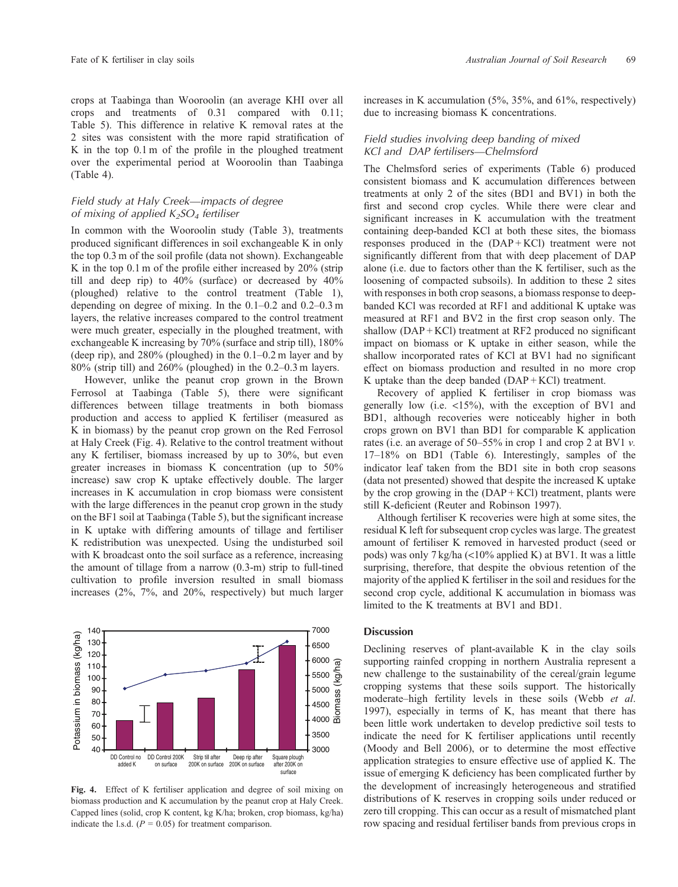crops at Taabinga than Wooroolin (an average KHI over all crops and treatments of 0.31 compared with 0.11; Table 5). This difference in relative K removal rates at the 2 sites was consistent with the more rapid stratification of K in the top 0.1 m of the profile in the ploughed treatment over the experimental period at Wooroolin than Taabinga (Table 4).

### Field study at Haly Creek—impacts of degree of mixing of applied $K_2SO_4$ fertiliser

In common with the Wooroolin study (Table 3), treatments produced significant differences in soil exchangeable K in only the top 0.3 m of the soil profile (data not shown). Exchangeable K in the top 0.1 m of the profile either increased by 20% (strip till and deep rip) to 40% (surface) or decreased by 40% (ploughed) relative to the control treatment (Table 1), depending on degree of mixing. In the 0.1–0.2 and 0.2–0.3 m layers, the relative increases compared to the control treatment were much greater, especially in the ploughed treatment, with exchangeable K increasing by 70% (surface and strip till), 180% (deep rip), and 280% (ploughed) in the 0.1–0.2 m layer and by 80% (strip till) and 260% (ploughed) in the 0.2–0.3 m layers.

However, unlike the peanut crop grown in the Brown Ferrosol at Taabinga (Table 5), there were significant differences between tillage treatments in both biomass production and access to applied K fertiliser (measured as K in biomass) by the peanut crop grown on the Red Ferrosol at Haly Creek (Fig. 4). Relative to the control treatment without any K fertiliser, biomass increased by up to 30%, but even greater increases in biomass K concentration (up to 50% increase) saw crop K uptake effectively double. The larger increases in K accumulation in crop biomass were consistent with the large differences in the peanut crop grown in the study on the BF1 soil at Taabinga (Table 5), but the significant increase in K uptake with differing amounts of tillage and fertiliser K redistribution was unexpected. Using the undisturbed soil with K broadcast onto the soil surface as a reference, increasing the amount of tillage from a narrow (0.3-m) strip to full-tined cultivation to profile inversion resulted in small biomass increases (2%, 7%, and 20%, respectively) but much larger increases in K accumulation (5%, 35%, and 61%, respectively) due to increasing biomass K concentrations.

Fig. 4. Effect of K fertiliser application and degree of soil mixing on biomass production and K accumulation by the peanut crop at Haly Creek. Capped lines (solid, crop K content, kg K/ha; broken, crop biomass, kg/ha) indicate the l.s.d. ($P = 0.05$) for treatment comparison.

### Field studies involving deep banding of mixed KCl and DAP fertilisers—Chelmsford

The Chelmsford series of experiments (Table 6) produced consistent biomass and K accumulation differences between treatments at only 2 of the sites (BD1 and BV1) in both the first and second crop cycles. While there were clear and significant increases in K accumulation with the treatment containing deep-banded KCl at both these sites, the biomass responses produced in the (DAP + KCl) treatment were not significantly different from that with deep placement of DAP alone (i.e. due to factors other than the K fertiliser, such as the loosening of compacted subsoils). In addition to these 2 sites with responses in both crop seasons, a biomass response to deep-banded KCl was recorded at RF1 and additional K uptake was measured at RF1 and BV2 in the first crop season only. The shallow (DAP + KCl) treatment at RF2 produced no significant impact on biomass or K uptake in either season, while the shallow incorporated rates of KCl at BV1 had no significant effect on biomass production and resulted in no more crop K uptake than the deep banded (DAP + KCl) treatment.

Recovery of applied K fertiliser in crop biomass was generally low (i.e. <15%), with the exception of BV1 and BD1, although recoveries were noticeably higher in both crops grown on BV1 than BD1 for comparable K application rates (i.e. an average of 50–55% in crop 1 and crop 2 at BV1 *v.* 17–18% on BD1 (Table 6). Interestingly, samples of the indicator leaf taken from the BD1 site in both crop seasons (data not presented) showed that despite the increased K uptake by the crop growing in the (DAP + KCl) treatment, plants were still K-deficient (Reuter and Robinson 1997).

Although fertiliser K recoveries were high at some sites, the residual K left for subsequent crop cycles was large. The greatest amount of fertiliser K removed in harvested product (seed or pods) was only 7 kg/ha (<10% applied K) at BV1. It was a little surprising, therefore, that despite the obvious retention of the majority of the applied K fertiliser in the soil and residues for the second crop cycle, additional K accumulation in biomass was limited to the K treatments at BV1 and BD1.

## Discussion

Declining reserves of plant-available K in the clay soils supporting rainfed cropping in northern Australia represent a new challenge to the sustainability of the cereal/grain legume cropping systems that these soils support. The historically moderate–high fertility levels in these soils (Webb *et al.* 1997), especially in terms of K, has meant that there has been little work undertaken to develop predictive soil tests to indicate the need for K fertiliser applications until recently (Moody and Bell 2006), or to determine the most effective application strategies to ensure effective use of applied K. The issue of emerging K deficiency has been complicated further by the development of increasingly heterogeneous and stratified distributions of K reserves in cropping soils under reduced or zero till cropping. This can occur as a result of mismatched plant row spacing and residual fertiliser bands from previous crops in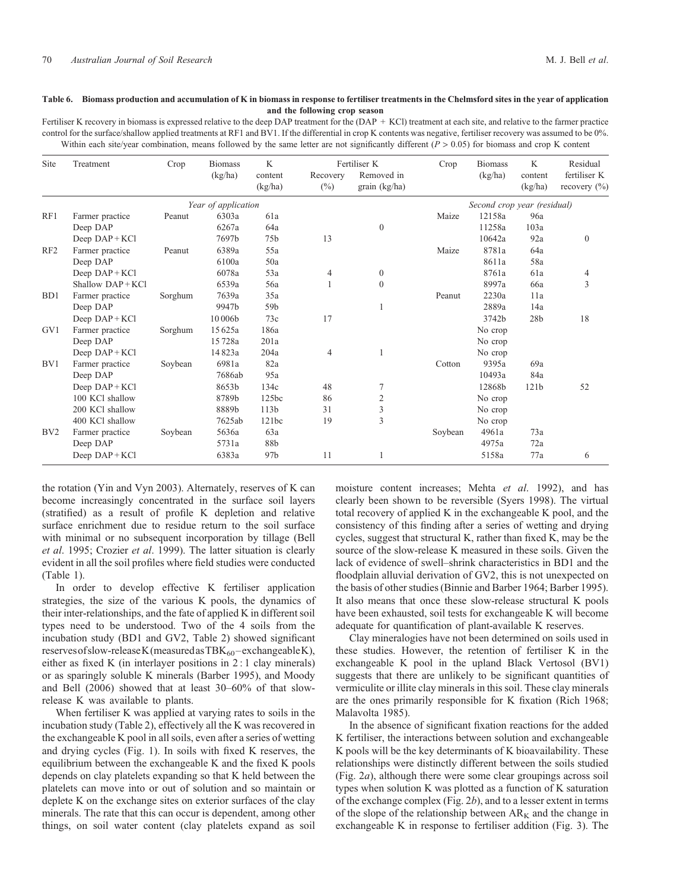**Table 6. Biomass production and accumulation of K in biomass in response to fertiliser treatments in the Chelmsford sites in the year of application and the following crop season**

Fertiliser K recovery in biomass is expressed relative to the deep DAP treatment for the (DAP + KCl) treatment at each site, and relative to the farmer practice control for the surface/shallow applied treatments at RF1 and BV1. If the differential in crop K contents was negative, fertiliser recovery was assumed to be 0%. Within each site/year combination, means followed by the same letter are not significantly different ($P > 0.05$) for biomass and crop K content

| Site | Treatment | Crop | Biomass (kg/ha) | K content (kg/ha) | Fertiliser K Recovery (%) | Fertiliser K Removed in grain (kg/ha) | Crop | Biomass (kg/ha) | K content (kg/ha) | Residual fertiliser K recovery (%) |
|---|---|---|---|---|---|---|---|---|---|---|
| | | *Year of application* | | | | | *Second crop year (residual)* | | | |
| RF1 | Farmer practice | Peanut | 6303a | 61a | | | Maize | 12158a | 96a | |
| | Deep DAP | | 6267a | 64a | | 0 | | 11258a | 103a | |
| | Deep DAP + KCl | | 7697b | 75b | 13 | | | 10642a | 92a | 0 |
| RF2 | Farmer practice | Peanut | 6389a | 55a | | | Maize | 8781a | 64a | |
| | Deep DAP | | 6100a | 50a | | | | 8611a | 58a | |
| | Deep DAP + KCl | | 6078a | 53a | 4 | 0 | | 8761a | 61a | 4 |
| | Shallow DAP + KCl | | 6539a | 56a | 1 | 0 | | 8997a | 66a | 3 |
| BD1 | Farmer practice | Sorghum | 7639a | 35a | | | Peanut | 2230a | 11a | |
| | Deep DAP | | 9947b | 59b | | 1 | | 2889a | 14a | |
| | Deep DAP + KCl | | 10 006b | 73c | 17 | | | 3742b | 28b | 18 |
| GV1 | Farmer practice | Sorghum | 15 625a | 186a | | | | No crop | | |
| | Deep DAP | | 15 728a | 201a | | | | No crop | | |
| | Deep DAP + KCl | | 14 823a | 204a | 4 | 1 | | No crop | | |
| BV1 | Farmer practice | Soybean | 6981a | 82a | | | Cotton | 9395a | 69a | |
| | Deep DAP | | 7686ab | 95a | | | | 10493a | 84a | |
| | Deep DAP + KCl | | 8653b | 134c | 48 | 7 | | 12868b | 121b | 52 |
| | 100 KCl shallow | | 8789b | 125bc | 86 | 2 | | No crop | | |
| | 200 KCl shallow | | 8889b | 113b | 31 | 3 | | No crop | | |
| | 400 KCl shallow | | 7625ab | 121bc | 19 | 3 | | No crop | | |
| BV2 | Farmer practice | Soybean | 5636a | 63a | | | Soybean | 4961a | 73a | |
| | Deep DAP | | 5731a | 88b | | | | 4975a | 72a | |
| | Deep DAP + KCl | | 6383a | 97b | 11 | 1 | | 5158a | 77a | 6 |

the rotation (Yin and Vyn 2003). Alternately, reserves of K can become increasingly concentrated in the surface soil layers (stratified) as a result of profile K depletion and relative surface enrichment due to residue return to the soil surface with minimal or no subsequent incorporation by tillage (Bell *et al*. 1995; Crozier *et al*. 1999). The latter situation is clearly evident in all the soil profiles where field studies were conducted (Table 1).

In order to develop effective K fertiliser application strategies, the size of the various K pools, the dynamics of their inter-relationships, and the fate of applied K in different soil types need to be understood. Two of the 4 soils from the incubation study (BD1 and GV2, Table 2) showed significant reserves of slow-release K (measured as $TBK_{60}$ − exchangeable K), either as fixed K (in interlayer positions in 2 : 1 clay minerals) or as sparingly soluble K minerals (Barber 1995), and Moody and Bell (2006) showed that at least 30–60% of that slow-release K was available to plants.

When fertiliser K was applied at varying rates to soils in the incubation study (Table 2), effectively all the K was recovered in the exchangeable K pool in all soils, even after a series of wetting and drying cycles (Fig. 1). In soils with fixed K reserves, the equilibrium between the exchangeable K and the fixed K pools depends on clay platelets expanding so that K held between the platelets can move into or out of solution and so maintain or deplete K on the exchange sites on exterior surfaces of the clay minerals. The rate that this can occur is dependent, among other things, on soil water content (clay platelets expand as soil moisture content increases; Mehta *et al*. 1992), and has clearly been shown to be reversible (Syers 1998). The virtual total recovery of applied K in the exchangeable K pool, and the consistency of this finding after a series of wetting and drying cycles, suggest that structural K, rather than fixed K, may be the source of the slow-release K measured in these soils. Given the lack of evidence of swell–shrink characteristics in BD1 and the floodplain alluvial derivation of GV2, this is not unexpected on the basis of other studies (Binnie and Barber 1964; Barber 1995). It also means that once these slow-release structural K pools have been exhausted, soil tests for exchangeable K will become adequate for quantification of plant-available K reserves.

Clay mineralogies have not been determined on soils used in these studies. However, the retention of fertiliser K in the exchangeable K pool in the upland Black Vertosol (BV1) suggests that there are unlikely to be significant quantities of vermiculite or illite clay minerals in this soil. These clay minerals are the ones primarily responsible for K fixation (Rich 1968; Malavolta 1985).

In the absence of significant fixation reactions for the added K fertiliser, the interactions between solution and exchangeable K pools will be the key determinants of K bioavailability. These relationships were distinctly different between the soils studied (Fig. 2*a*), although there were some clear groupings across soil types when solution K was plotted as a function of K saturation of the exchange complex (Fig. 2*b*), and to a lesser extent in terms of the slope of the relationship between $AR_K$ and the change in exchangeable K in response to fertiliser addition (Fig. 3). The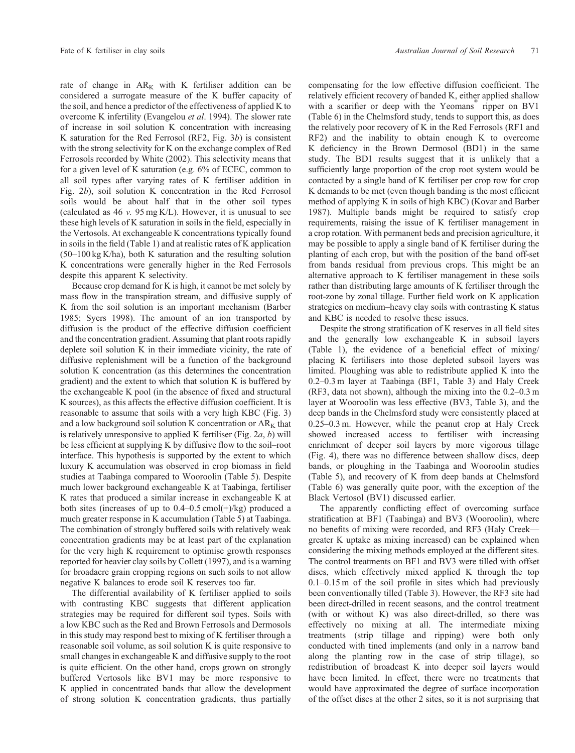rate of change in $AR_K$ with K fertiliser addition can be considered a surrogate measure of the K buffer capacity of the soil, and hence a predictor of the effectiveness of applied K to overcome K infertility (Evangelou *et al*. 1994). The slower rate of increase in soil solution K concentration with increasing K saturation for the Red Ferrosol (RF2, Fig. 3*b*) is consistent with the strong selectivity for K on the exchange complex of Red Ferrosols recorded by White (2002). This selectivity means that for a given level of K saturation (e.g. 6% of ECEC, common to all soil types after varying rates of K fertiliser addition in Fig. 2*b*), soil solution K concentration in the Red Ferrosol soils would be about half that in the other soil types (calculated as 46 *v.* 95 mg K/L). However, it is unusual to see these high levels of K saturation in soils in the field, especially in the Vertosols. At exchangeable K concentrations typically found in soils in the field (Table 1) and at realistic rates of K application (50–100 kg K/ha), both K saturation and the resulting solution K concentrations were generally higher in the Red Ferrosols despite this apparent K selectivity.

Because crop demand for K is high, it cannot be met solely by mass flow in the transpiration stream, and diffusive supply of K from the soil solution is an important mechanism (Barber 1985; Syers 1998). The amount of an ion transported by diffusion is the product of the effective diffusion coefficient and the concentration gradient. Assuming that plant roots rapidly deplete soil solution K in their immediate vicinity, the rate of diffusive replenishment will be a function of the background solution K concentration (as this determines the concentration gradient) and the extent to which that solution K is buffered by the exchangeable K pool (in the absence of fixed and structural K sources), as this affects the effective diffusion coefficient. It is reasonable to assume that soils with a very high KBC (Fig. 3) and a low background soil solution K concentration or $AR_K$ that is relatively unresponsive to applied K fertiliser (Fig. 2*a*, *b*) will be less efficient at supplying K by diffusive flow to the soil–root interface. This hypothesis is supported by the extent to which luxury K accumulation was observed in crop biomass in field studies at Taabinga compared to Wooroolin (Table 5). Despite much lower background exchangeable K at Taabinga, fertiliser K rates that produced a similar increase in exchangeable K at both sites (increases of up to 0.4–0.5 cmol(+)/kg) produced a much greater response in K accumulation (Table 5) at Taabinga. The combination of strongly buffered soils with relatively weak concentration gradients may be at least part of the explanation for the very high K requirement to optimise growth responses reported for heavier clay soils by Collett (1997), and is a warning for broadacre grain cropping regions on such soils to not allow negative K balances to erode soil K reserves too far.

The differential availability of K fertiliser applied to soils with contrasting KBC suggests that different application strategies may be required for different soil types. Soils with a low KBC such as the Red and Brown Ferrosols and Dermosols in this study may respond best to mixing of K fertiliser through a reasonable soil volume, as soil solution K is quite responsive to small changes in exchangeable K and diffusive supply to the root is quite efficient. On the other hand, crops grown on strongly buffered Vertosols like BV1 may be more responsive to K applied in concentrated bands that allow the development of strong solution K concentration gradients, thus partially compensating for the low effective diffusion coefficient. The relatively efficient recovery of banded K, either applied shallow with a scarifier or deep with the Yeomans® ripper on BV1 (Table 6) in the Chelmsford study, tends to support this, as does the relatively poor recovery of K in the Red Ferrosols (RF1 and RF2) and the inability to obtain enough K to overcome K deficiency in the Brown Dermosol (BD1) in the same study. The BD1 results suggest that it is unlikely that a sufficiently large proportion of the crop root system would be contacted by a single band of K fertiliser per crop row for crop K demands to be met (even though banding is the most efficient method of applying K in soils of high KBC) (Kovar and Barber 1987). Multiple bands might be required to satisfy crop requirements, raising the issue of K fertiliser management in a crop rotation. With permanent beds and precision agriculture, it may be possible to apply a single band of K fertiliser during the planting of each crop, but with the position of the band off-set from bands residual from previous crops. This might be an alternative approach to K fertiliser management in these soils rather than distributing large amounts of K fertiliser through the root-zone by zonal tillage. Further field work on K application strategies on medium–heavy clay soils with contrasting K status and KBC is needed to resolve these issues.

Despite the strong stratification of K reserves in all field sites and the generally low exchangeable K in subsoil layers (Table 1), the evidence of a beneficial effect of mixing/placing K fertilisers into those depleted subsoil layers was limited. Ploughing was able to redistribute applied K into the 0.2–0.3 m layer at Taabinga (BF1, Table 3) and Haly Creek (RF3, data not shown), although the mixing into the 0.2–0.3 m layer at Wooroolin was less effective (BV3, Table 3), and the deep bands in the Chelmsford study were consistently placed at 0.25–0.3 m. However, while the peanut crop at Haly Creek showed increased access to fertiliser with increasing enrichment of deeper soil layers by more vigorous tillage (Fig. 4), there was no difference between shallow discs, deep bands, or ploughing in the Taabinga and Wooroolin studies (Table 5), and recovery of K from deep bands at Chelmsford (Table 6) was generally quite poor, with the exception of the Black Vertosol (BV1) discussed earlier.

The apparently conflicting effect of overcoming surface stratification at BF1 (Taabinga) and BV3 (Wooroolin), where no benefits of mixing were recorded, and RF3 (Haly Creek—greater K uptake as mixing increased) can be explained when considering the mixing methods employed at the different sites. The control treatments on BF1 and BV3 were tilled with offset discs, which effectively mixed applied K through the top 0.1–0.15 m of the soil profile in sites which had previously been conventionally tilled (Table 3). However, the RF3 site had been direct-drilled in recent seasons, and the control treatment (with or without K) was also direct-drilled, so there was effectively no mixing at all. The intermediate mixing treatments (strip tillage and ripping) were both only conducted with tined implements (and only in a narrow band along the planting row in the case of strip tillage), so redistribution of broadcast K into deeper soil layers would have been limited. In effect, there were no treatments that would have approximated the degree of surface incorporation of the offset discs at the other 2 sites, so it is not surprising that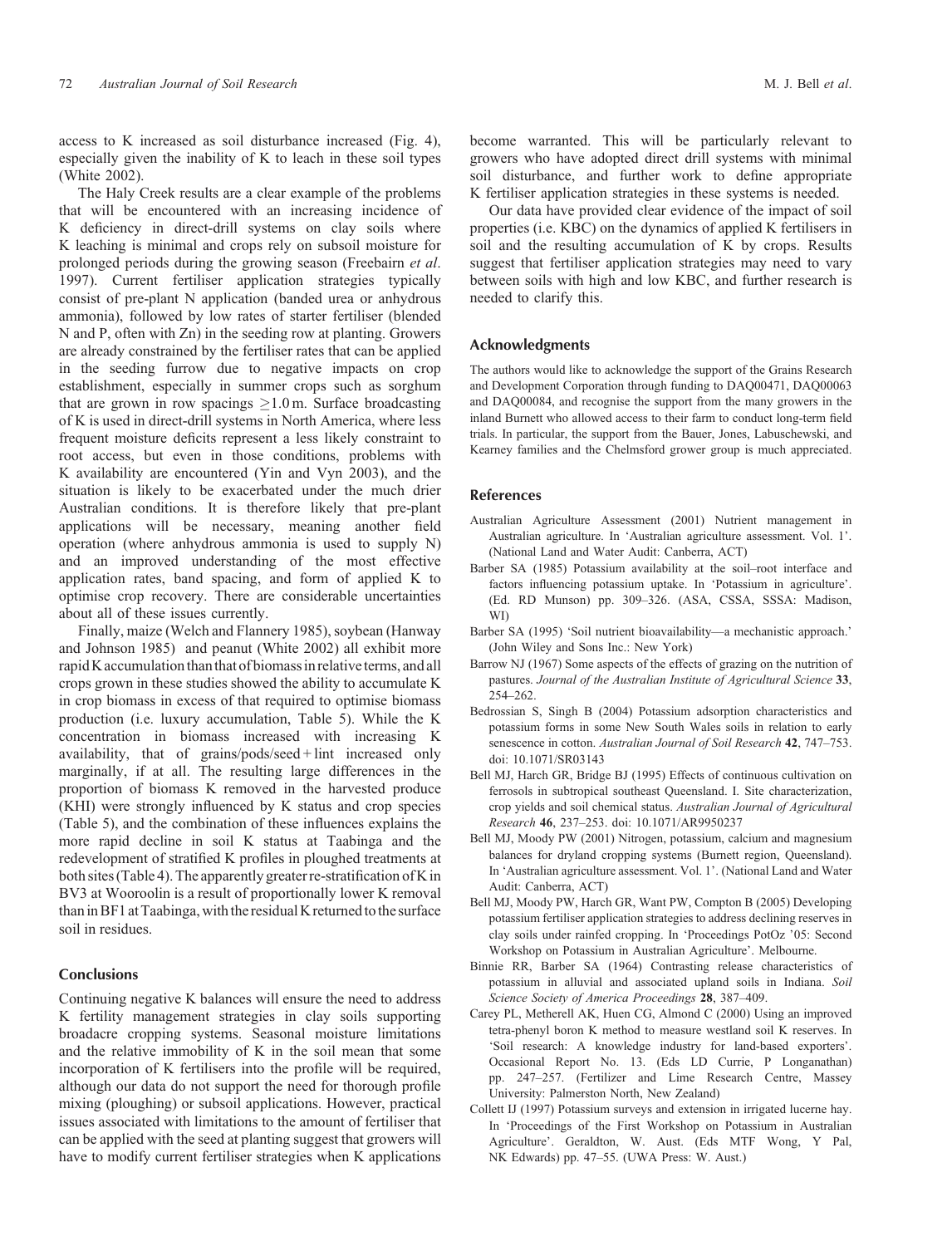access to K increased as soil disturbance increased (Fig. 4), especially given the inability of K to leach in these soil types (White 2002).

The Haly Creek results are a clear example of the problems that will be encountered with an increasing incidence of K deficiency in direct-drill systems on clay soils where K leaching is minimal and crops rely on subsoil moisture for prolonged periods during the growing season (Freebairn *et al*. 1997). Current fertiliser application strategies typically consist of pre-plant N application (banded urea or anhydrous ammonia), followed by low rates of starter fertiliser (blended N and P, often with Zn) in the seeding row at planting. Growers are already constrained by the fertiliser rates that can be applied in the seeding furrow due to negative impacts on crop establishment, especially in summer crops such as sorghum that are grown in row spacings $\geq$1.0 m. Surface broadcasting of K is used in direct-drill systems in North America, where less frequent moisture deficits represent a less likely constraint to root access, but even in those conditions, problems with K availability are encountered (Yin and Vyn 2003), and the situation is likely to be exacerbated under the much drier Australian conditions. It is therefore likely that pre-plant applications will be necessary, meaning another field operation (where anhydrous ammonia is used to supply N) and an improved understanding of the most effective application rates, band spacing, and form of applied K to optimise crop recovery. There are considerable uncertainties about all of these issues currently.

Finally, maize (Welch and Flannery 1985), soybean (Hanway and Johnson 1985) and peanut (White 2002) all exhibit more rapid K accumulation than that of biomass in relative terms, and all crops grown in these studies showed the ability to accumulate K in crop biomass in excess of that required to optimise biomass production (i.e. luxury accumulation, Table 5). While the K concentration in biomass increased with increasing K availability, that of grains/pods/seed + lint increased only marginally, if at all. The resulting large differences in the proportion of biomass K removed in the harvested produce (KHI) were strongly influenced by K status and crop species (Table 5), and the combination of these influences explains the more rapid decline in soil K status at Taabinga and the redevelopment of stratified K profiles in ploughed treatments at both sites (Table 4). The apparently greater re-stratification of K in BV3 at Wooroolin is a result of proportionally lower K removal than in BF1 at Taabinga, with the residual K returned to the surface soil in residues.

## Conclusions

Continuing negative K balances will ensure the need to address K fertility management strategies in clay soils supporting broadacre cropping systems. Seasonal moisture limitations and the relative immobility of K in the soil mean that some incorporation of K fertilisers into the profile will be required, although our data do not support the need for thorough profile mixing (ploughing) or subsoil applications. However, practical issues associated with limitations to the amount of fertiliser that can be applied with the seed at planting suggest that growers will have to modify current fertiliser strategies when K applications become warranted. This will be particularly relevant to growers who have adopted direct drill systems with minimal soil disturbance, and further work to define appropriate K fertiliser application strategies in these systems is needed.

Our data have provided clear evidence of the impact of soil properties (i.e. KBC) on the dynamics of applied K fertilisers in soil and the resulting accumulation of K by crops. Results suggest that fertiliser application strategies may need to vary between soils with high and low KBC, and further research is needed to clarify this.

## Acknowledgments

The authors would like to acknowledge the support of the Grains Research and Development Corporation through funding to DAQ00471, DAQ00063 and DAQ00084, and recognise the support from the many growers in the inland Burnett who allowed access to their farm to conduct long-term field trials. In particular, the support from the Bauer, Jones, Labuschewski, and Kearney families and the Chelmsford grower group is much appreciated.

## References

Australian Agriculture Assessment (2001) Nutrient management in Australian agriculture. In 'Australian agriculture assessment. Vol. 1'. (National Land and Water Audit: Canberra, ACT)

Barber SA (1985) Potassium availability at the soil–root interface and factors influencing potassium uptake. In 'Potassium in agriculture'. (Ed. RD Munson) pp. 309–326. (ASA, CSSA, SSSA: Madison, WI)

Barber SA (1995) 'Soil nutrient bioavailability—a mechanistic approach.' (John Wiley and Sons Inc.: New York)

Barrow NJ (1967) Some aspects of the effects of grazing on the nutrition of pastures. *Journal of the Australian Institute of Agricultural Science* **33**, 254–262.

Bedrossian S, Singh B (2004) Potassium adsorption characteristics and potassium forms in some New South Wales soils in relation to early senescence in cotton. *Australian Journal of Soil Research* **42**, 747–753. doi: 10.1071/SR03143

Bell MJ, Harch GR, Bridge BJ (1995) Effects of continuous cultivation on ferrosols in subtropical southeast Queensland. I. Site characterization, crop yields and soil chemical status. *Australian Journal of Agricultural Research* **46**, 237–253. doi: 10.1071/AR9950237

Bell MJ, Moody PW (2001) Nitrogen, potassium, calcium and magnesium balances for dryland cropping systems (Burnett region, Queensland). In 'Australian agriculture assessment. Vol. 1'. (National Land and Water Audit: Canberra, ACT)

Bell MJ, Moody PW, Harch GR, Want PW, Compton B (2005) Developing potassium fertiliser application strategies to address declining reserves in clay soils under rainfed cropping. In 'Proceedings PotOz '05: Second Workshop on Potassium in Australian Agriculture'. Melbourne.

Binnie RR, Barber SA (1964) Contrasting release characteristics of potassium in alluvial and associated upland soils in Indiana. *Soil Science Society of America Proceedings* **28**, 387–409.

Carey PL, Metherell AK, Huen CG, Almond C (2000) Using an improved tetra-phenyl boron K method to measure westland soil K reserves. In 'Soil research: A knowledge industry for land-based exporters'. Occasional Report No. 13. (Eds LD Currie, P Longanathan) pp. 247–257. (Fertilizer and Lime Research Centre, Massey University: Palmerston North, New Zealand)

Collett IJ (1997) Potassium surveys and extension in irrigated lucerne hay. In 'Proceedings of the First Workshop on Potassium in Australian Agriculture'. Geraldton, W. Aust. (Eds MTF Wong, Y Pal, NK Edwards) pp. 47–55. (UWA Press: W. Aust.)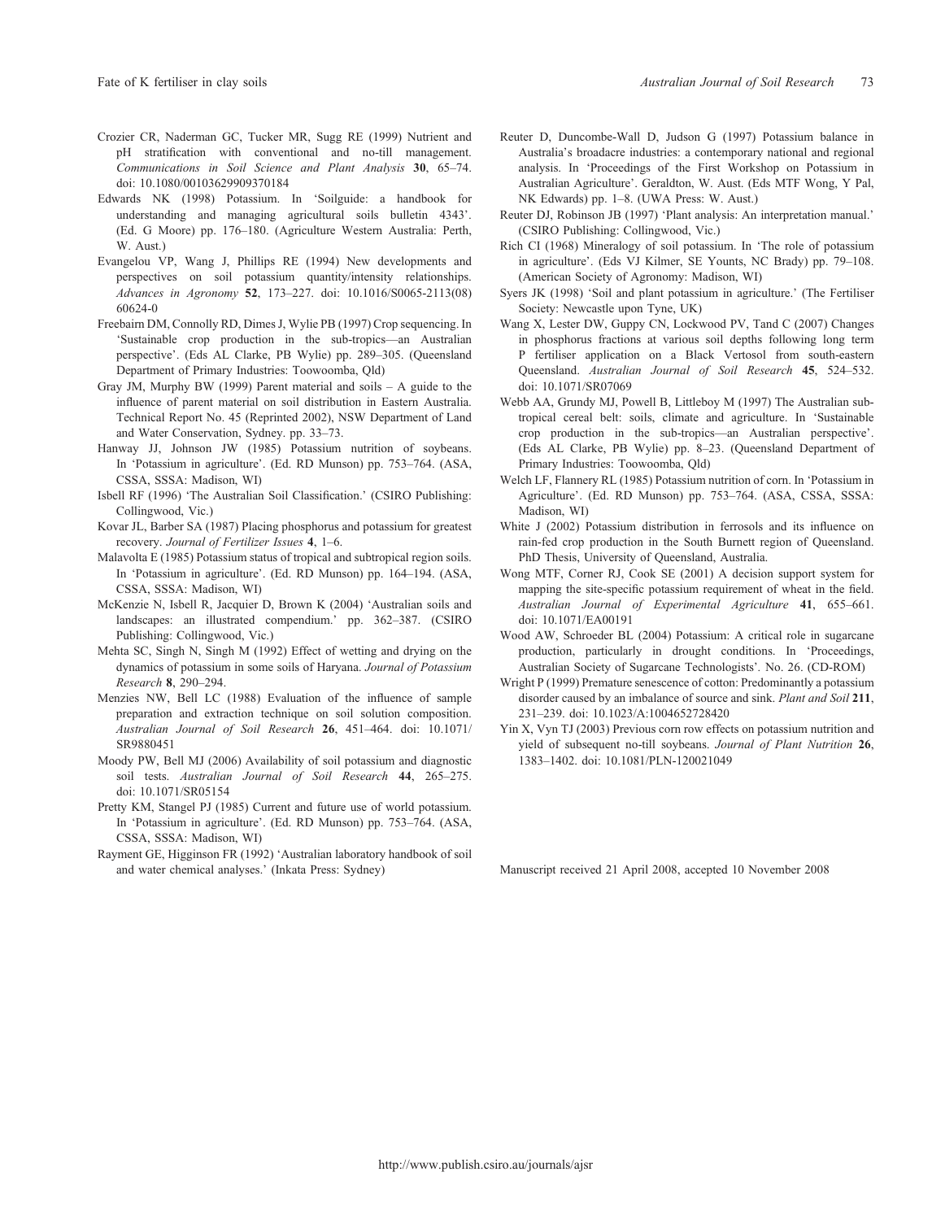Crozier CR, Naderman GC, Tucker MR, Sugg RE (1999) Nutrient and pH stratification with conventional and no-till management. *Communications in Soil Science and Plant Analysis* **30**, 65–74. doi: 10.1080/00103629909370184

Edwards NK (1998) Potassium. In 'Soilguide: a handbook for understanding and managing agricultural soils bulletin 4343'. (Ed. G Moore) pp. 176–180. (Agriculture Western Australia: Perth, W. Aust.)

Evangelou VP, Wang J, Phillips RE (1994) New developments and perspectives on soil potassium quantity/intensity relationships. *Advances in Agronomy* **52**, 173–227. doi: 10.1016/S0065-2113(08)60624-0

Freebairn DM, Connolly RD, Dimes J, Wylie PB (1997) Crop sequencing. In 'Sustainable crop production in the sub-tropics—an Australian perspective'. (Eds AL Clarke, PB Wylie) pp. 289–305. (Queensland Department of Primary Industries: Toowoomba, Qld)

Gray JM, Murphy BW (1999) Parent material and soils – A guide to the influence of parent material on soil distribution in Eastern Australia. Technical Report No. 45 (Reprinted 2002), NSW Department of Land and Water Conservation, Sydney. pp. 33–73.

Hanway JJ, Johnson JW (1985) Potassium nutrition of soybeans. In 'Potassium in agriculture'. (Ed. RD Munson) pp. 753–764. (ASA, CSSA, SSSA: Madison, WI)

Isbell RF (1996) 'The Australian Soil Classification.' (CSIRO Publishing: Collingwood, Vic.)

Kovar JL, Barber SA (1987) Placing phosphorus and potassium for greatest recovery. *Journal of Fertilizer Issues* **4**, 1–6.

Malavolta E (1985) Potassium status of tropical and subtropical region soils. In 'Potassium in agriculture'. (Ed. RD Munson) pp. 164–194. (ASA, CSSA, SSSA: Madison, WI)

McKenzie N, Isbell R, Jacquier D, Brown K (2004) 'Australian soils and landscapes: an illustrated compendium.' pp. 362–387. (CSIRO Publishing: Collingwood, Vic.)

Mehta SC, Singh N, Singh M (1992) Effect of wetting and drying on the dynamics of potassium in some soils of Haryana. *Journal of Potassium Research* **8**, 290–294.

Menzies NW, Bell LC (1988) Evaluation of the influence of sample preparation and extraction technique on soil solution composition. *Australian Journal of Soil Research* **26**, 451–464. doi: 10.1071/SR9880451

Moody PW, Bell MJ (2006) Availability of soil potassium and diagnostic soil tests. *Australian Journal of Soil Research* **44**, 265–275. doi: 10.1071/SR05154

Pretty KM, Stangel PJ (1985) Current and future use of world potassium. In 'Potassium in agriculture'. (Ed. RD Munson) pp. 753–764. (ASA, CSSA, SSSA: Madison, WI)

Rayment GE, Higginson FR (1992) 'Australian laboratory handbook of soil and water chemical analyses.' (Inkata Press: Sydney)

Reuter D, Duncombe-Wall D, Judson G (1997) Potassium balance in Australia's broadacre industries: a contemporary national and regional analysis. In 'Proceedings of the First Workshop on Potassium in Australian Agriculture'. Geraldton, W. Aust. (Eds MTF Wong, Y Pal, NK Edwards) pp. 1–8. (UWA Press: W. Aust.)

Reuter DJ, Robinson JB (1997) 'Plant analysis: An interpretation manual.' (CSIRO Publishing: Collingwood, Vic.)

Rich CI (1968) Mineralogy of soil potassium. In 'The role of potassium in agriculture'. (Eds VJ Kilmer, SE Younts, NC Brady) pp. 79–108. (American Society of Agronomy: Madison, WI)

Syers JK (1998) 'Soil and plant potassium in agriculture.' (The Fertiliser Society: Newcastle upon Tyne, UK)

Wang X, Lester DW, Guppy CN, Lockwood PV, Tand C (2007) Changes in phosphorus fractions at various soil depths following long term P fertiliser application on a Black Vertosol from south-eastern Queensland. *Australian Journal of Soil Research* **45**, 524–532. doi: 10.1071/SR07069

Webb AA, Grundy MJ, Powell B, Littleboy M (1997) The Australian sub-tropical cereal belt: soils, climate and agriculture. In 'Sustainable crop production in the sub-tropics—an Australian perspective'. (Eds AL Clarke, PB Wylie) pp. 8–23. (Queensland Department of Primary Industries: Toowoomba, Qld)

Welch LF, Flannery RL (1985) Potassium nutrition of corn. In 'Potassium in Agriculture'. (Ed. RD Munson) pp. 753–764. (ASA, CSSA, SSSA: Madison, WI)

White J (2002) Potassium distribution in ferrosols and its influence on rain-fed crop production in the South Burnett region of Queensland. PhD Thesis, University of Queensland, Australia.

Wong MTF, Corner RJ, Cook SE (2001) A decision support system for mapping the site-specific potassium requirement of wheat in the field. *Australian Journal of Experimental Agriculture* **41**, 655–661. doi: 10.1071/EA00191

Wood AW, Schroeder BL (2004) Potassium: A critical role in sugarcane production, particularly in drought conditions. In 'Proceedings, Australian Society of Sugarcane Technologists'. No. 26. (CD-ROM)

Wright P (1999) Premature senescence of cotton: Predominantly a potassium disorder caused by an imbalance of source and sink. *Plant and Soil* **211**, 231–239. doi: 10.1023/A:1004652728420

Yin X, Vyn TJ (2003) Previous corn row effects on potassium nutrition and yield of subsequent no-till soybeans. *Journal of Plant Nutrition* **26**, 1383–1402. doi: 10.1081/PLN-120021049

Manuscript received 21 April 2008, accepted 10 November 2008